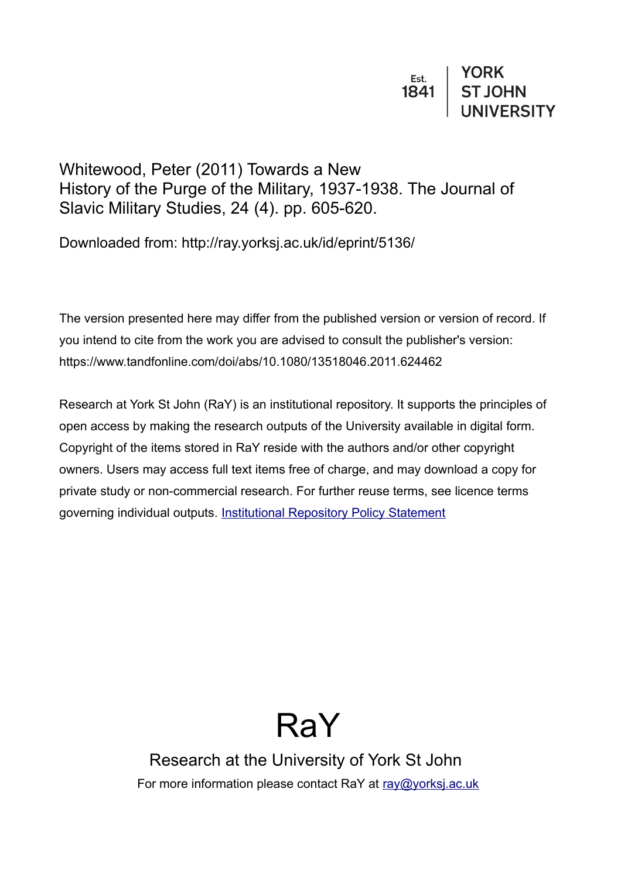Est. 1841 | YORK ST JOHN UNIVERSITY

Whitewood, Peter (2011) Towards a New History of the Purge of the Military, 1937-1938. The Journal of Slavic Military Studies, 24 (4). pp. 605-620.

Downloaded from: http://ray.yorksj.ac.uk/id/eprint/5136/

The version presented here may differ from the published version or version of record. If you intend to cite from the work you are advised to consult the publisher's version: https://www.tandfonline.com/doi/abs/10.1080/13518046.2011.624462

Research at York St John (RaY) is an institutional repository. It supports the principles of open access by making the research outputs of the University available in digital form. Copyright of the items stored in RaY reside with the authors and/or other copyright owners. Users may access full text items free of charge, and may download a copy for private study or non-commercial research. For further reuse terms, see licence terms governing individual outputs. [Institutional Repository Policy Statement]

# RaY

Research at the University of York St John

For more information please contact RaY at ray@yorksj.ac.uk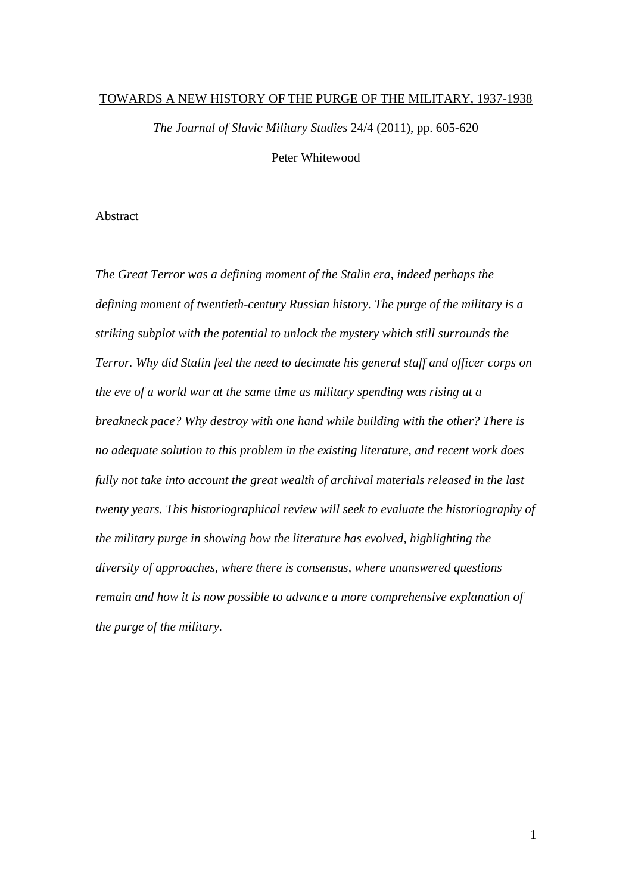TOWARDS A NEW HISTORY OF THE PURGE OF THE MILITARY, 1937-1938

*The Journal of Slavic Military Studies* 24/4 (2011), pp. 605-620

Peter Whitewood

Abstract

*The Great Terror was a defining moment of the Stalin era, indeed perhaps the defining moment of twentieth-century Russian history. The purge of the military is a striking subplot with the potential to unlock the mystery which still surrounds the Terror. Why did Stalin feel the need to decimate his general staff and officer corps on the eve of a world war at the same time as military spending was rising at a breakneck pace? Why destroy with one hand while building with the other? There is no adequate solution to this problem in the existing literature, and recent work does fully not take into account the great wealth of archival materials released in the last twenty years. This historiographical review will seek to evaluate the historiography of the military purge in showing how the literature has evolved, highlighting the diversity of approaches, where there is consensus, where unanswered questions remain and how it is now possible to advance a more comprehensive explanation of the purge of the military.*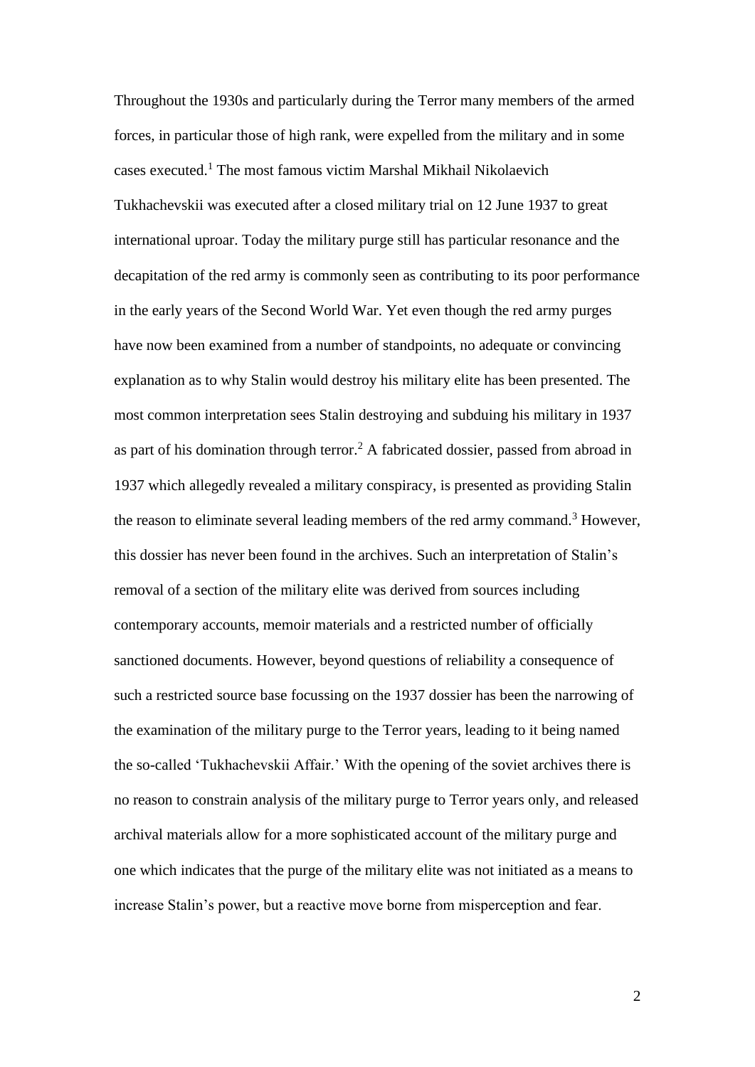Throughout the 1930s and particularly during the Terror many members of the armed forces, in particular those of high rank, were expelled from the military and in some cases executed.[1] The most famous victim Marshal Mikhail Nikolaevich Tukhachevskii was executed after a closed military trial on 12 June 1937 to great international uproar. Today the military purge still has particular resonance and the decapitation of the red army is commonly seen as contributing to its poor performance in the early years of the Second World War. Yet even though the red army purges have now been examined from a number of standpoints, no adequate or convincing explanation as to why Stalin would destroy his military elite has been presented. The most common interpretation sees Stalin destroying and subduing his military in 1937 as part of his domination through terror.[2] A fabricated dossier, passed from abroad in 1937 which allegedly revealed a military conspiracy, is presented as providing Stalin the reason to eliminate several leading members of the red army command.[3] However, this dossier has never been found in the archives. Such an interpretation of Stalin's removal of a section of the military elite was derived from sources including contemporary accounts, memoir materials and a restricted number of officially sanctioned documents. However, beyond questions of reliability a consequence of such a restricted source base focussing on the 1937 dossier has been the narrowing of the examination of the military purge to the Terror years, leading to it being named the so-called 'Tukhachevskii Affair.' With the opening of the soviet archives there is no reason to constrain analysis of the military purge to Terror years only, and released archival materials allow for a more sophisticated account of the military purge and one which indicates that the purge of the military elite was not initiated as a means to increase Stalin's power, but a reactive move borne from misperception and fear.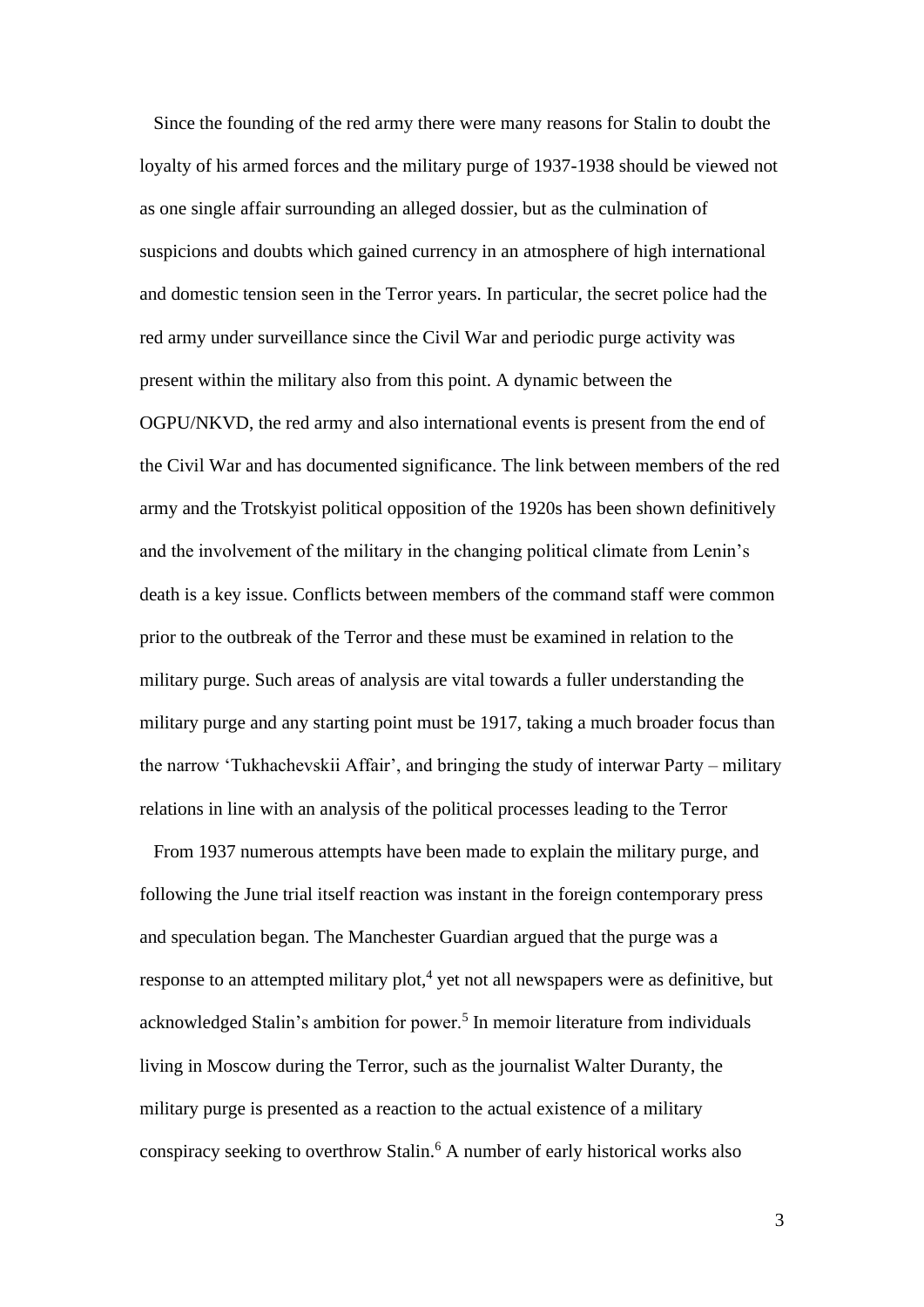Since the founding of the red army there were many reasons for Stalin to doubt the loyalty of his armed forces and the military purge of 1937-1938 should be viewed not as one single affair surrounding an alleged dossier, but as the culmination of suspicions and doubts which gained currency in an atmosphere of high international and domestic tension seen in the Terror years. In particular, the secret police had the red army under surveillance since the Civil War and periodic purge activity was present within the military also from this point. A dynamic between the OGPU/NKVD, the red army and also international events is present from the end of the Civil War and has documented significance. The link between members of the red army and the Trotskyist political opposition of the 1920s has been shown definitively and the involvement of the military in the changing political climate from Lenin's death is a key issue. Conflicts between members of the command staff were common prior to the outbreak of the Terror and these must be examined in relation to the military purge. Such areas of analysis are vital towards a fuller understanding the military purge and any starting point must be 1917, taking a much broader focus than the narrow 'Tukhachevskii Affair', and bringing the study of interwar Party – military relations in line with an analysis of the political processes leading to the Terror

From 1937 numerous attempts have been made to explain the military purge, and following the June trial itself reaction was instant in the foreign contemporary press and speculation began. The Manchester Guardian argued that the purge was a response to an attempted military plot,[4] yet not all newspapers were as definitive, but acknowledged Stalin's ambition for power.[5] In memoir literature from individuals living in Moscow during the Terror, such as the journalist Walter Duranty, the military purge is presented as a reaction to the actual existence of a military conspiracy seeking to overthrow Stalin.[6] A number of early historical works also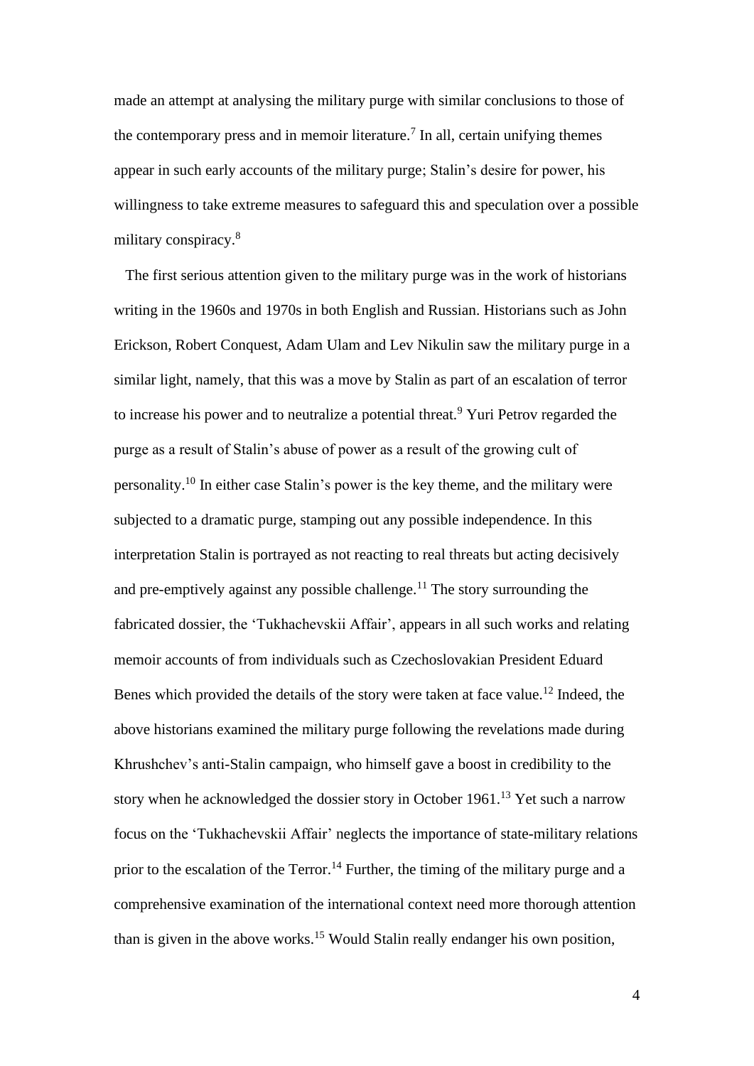made an attempt at analysing the military purge with similar conclusions to those of the contemporary press and in memoir literature.[7] In all, certain unifying themes appear in such early accounts of the military purge; Stalin's desire for power, his willingness to take extreme measures to safeguard this and speculation over a possible military conspiracy.[8]

The first serious attention given to the military purge was in the work of historians writing in the 1960s and 1970s in both English and Russian. Historians such as John Erickson, Robert Conquest, Adam Ulam and Lev Nikulin saw the military purge in a similar light, namely, that this was a move by Stalin as part of an escalation of terror to increase his power and to neutralize a potential threat.[9] Yuri Petrov regarded the purge as a result of Stalin's abuse of power as a result of the growing cult of personality.[10] In either case Stalin's power is the key theme, and the military were subjected to a dramatic purge, stamping out any possible independence. In this interpretation Stalin is portrayed as not reacting to real threats but acting decisively and pre-emptively against any possible challenge.[11] The story surrounding the fabricated dossier, the 'Tukhachevskii Affair', appears in all such works and relating memoir accounts of from individuals such as Czechoslovakian President Eduard Benes which provided the details of the story were taken at face value.[12] Indeed, the above historians examined the military purge following the revelations made during Khrushchev's anti-Stalin campaign, who himself gave a boost in credibility to the story when he acknowledged the dossier story in October 1961.[13] Yet such a narrow focus on the 'Tukhachevskii Affair' neglects the importance of state-military relations prior to the escalation of the Terror.[14] Further, the timing of the military purge and a comprehensive examination of the international context need more thorough attention than is given in the above works.[15] Would Stalin really endanger his own position,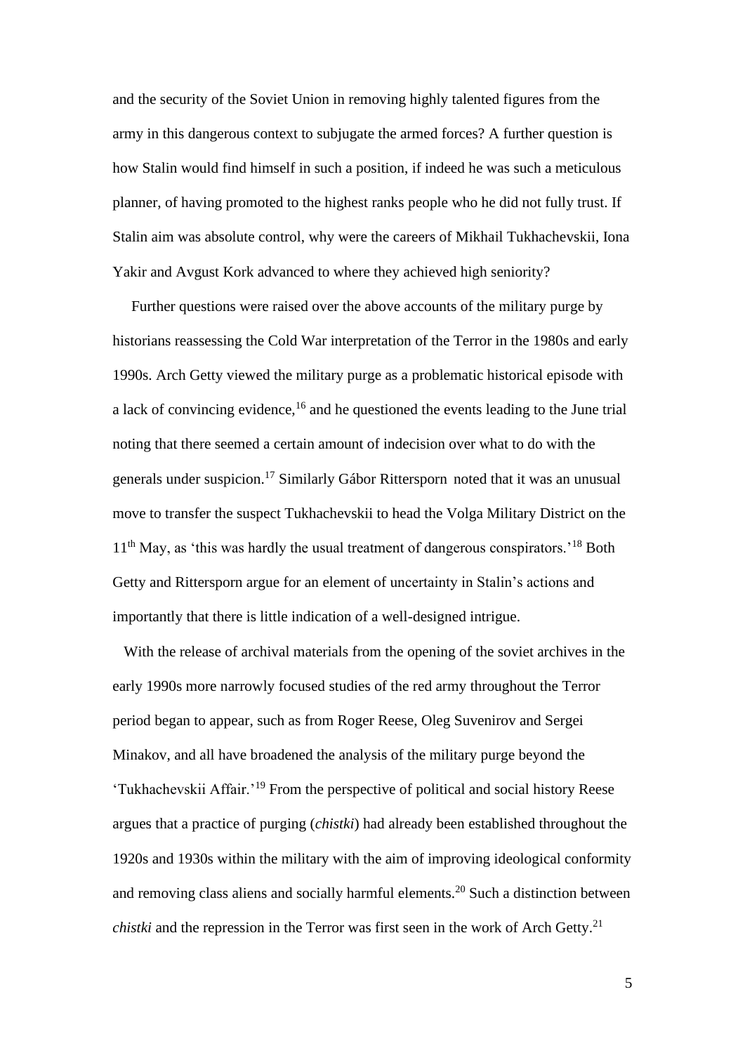and the security of the Soviet Union in removing highly talented figures from the army in this dangerous context to subjugate the armed forces? A further question is how Stalin would find himself in such a position, if indeed he was such a meticulous planner, of having promoted to the highest ranks people who he did not fully trust. If Stalin aim was absolute control, why were the careers of Mikhail Tukhachevskii, Iona Yakir and Avgust Kork advanced to where they achieved high seniority?

Further questions were raised over the above accounts of the military purge by historians reassessing the Cold War interpretation of the Terror in the 1980s and early 1990s. Arch Getty viewed the military purge as a problematic historical episode with a lack of convincing evidence,[16] and he questioned the events leading to the June trial noting that there seemed a certain amount of indecision over what to do with the generals under suspicion.[17] Similarly Gábor Rittersporn noted that it was an unusual move to transfer the suspect Tukhachevskii to head the Volga Military District on the 11th May, as 'this was hardly the usual treatment of dangerous conspirators.'[18] Both Getty and Rittersporn argue for an element of uncertainty in Stalin's actions and importantly that there is little indication of a well-designed intrigue.

With the release of archival materials from the opening of the soviet archives in the early 1990s more narrowly focused studies of the red army throughout the Terror period began to appear, such as from Roger Reese, Oleg Suvenirov and Sergei Minakov, and all have broadened the analysis of the military purge beyond the 'Tukhachevskii Affair.'[19] From the perspective of political and social history Reese argues that a practice of purging (*chistki*) had already been established throughout the 1920s and 1930s within the military with the aim of improving ideological conformity and removing class aliens and socially harmful elements.[20] Such a distinction between *chistki* and the repression in the Terror was first seen in the work of Arch Getty.[21]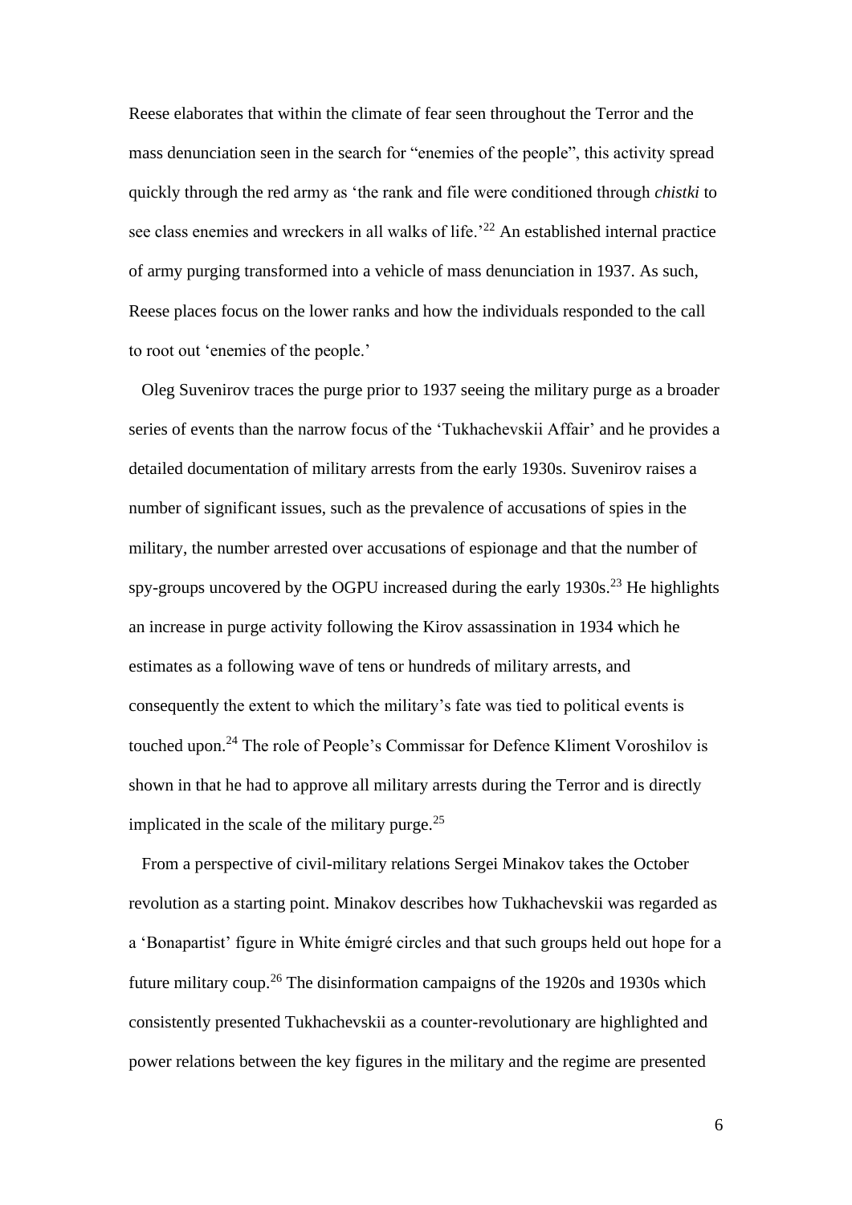Reese elaborates that within the climate of fear seen throughout the Terror and the mass denunciation seen in the search for "enemies of the people", this activity spread quickly through the red army as 'the rank and file were conditioned through *chistki* to see class enemies and wreckers in all walks of life.'[22] An established internal practice of army purging transformed into a vehicle of mass denunciation in 1937. As such, Reese places focus on the lower ranks and how the individuals responded to the call to root out 'enemies of the people.'

Oleg Suvenirov traces the purge prior to 1937 seeing the military purge as a broader series of events than the narrow focus of the 'Tukhachevskii Affair' and he provides a detailed documentation of military arrests from the early 1930s. Suvenirov raises a number of significant issues, such as the prevalence of accusations of spies in the military, the number arrested over accusations of espionage and that the number of spy-groups uncovered by the OGPU increased during the early 1930s.[23] He highlights an increase in purge activity following the Kirov assassination in 1934 which he estimates as a following wave of tens or hundreds of military arrests, and consequently the extent to which the military's fate was tied to political events is touched upon.[24] The role of People's Commissar for Defence Kliment Voroshilov is shown in that he had to approve all military arrests during the Terror and is directly implicated in the scale of the military purge.[25]

From a perspective of civil-military relations Sergei Minakov takes the October revolution as a starting point. Minakov describes how Tukhachevskii was regarded as a 'Bonapartist' figure in White émigré circles and that such groups held out hope for a future military coup.[26] The disinformation campaigns of the 1920s and 1930s which consistently presented Tukhachevskii as a counter-revolutionary are highlighted and power relations between the key figures in the military and the regime are presented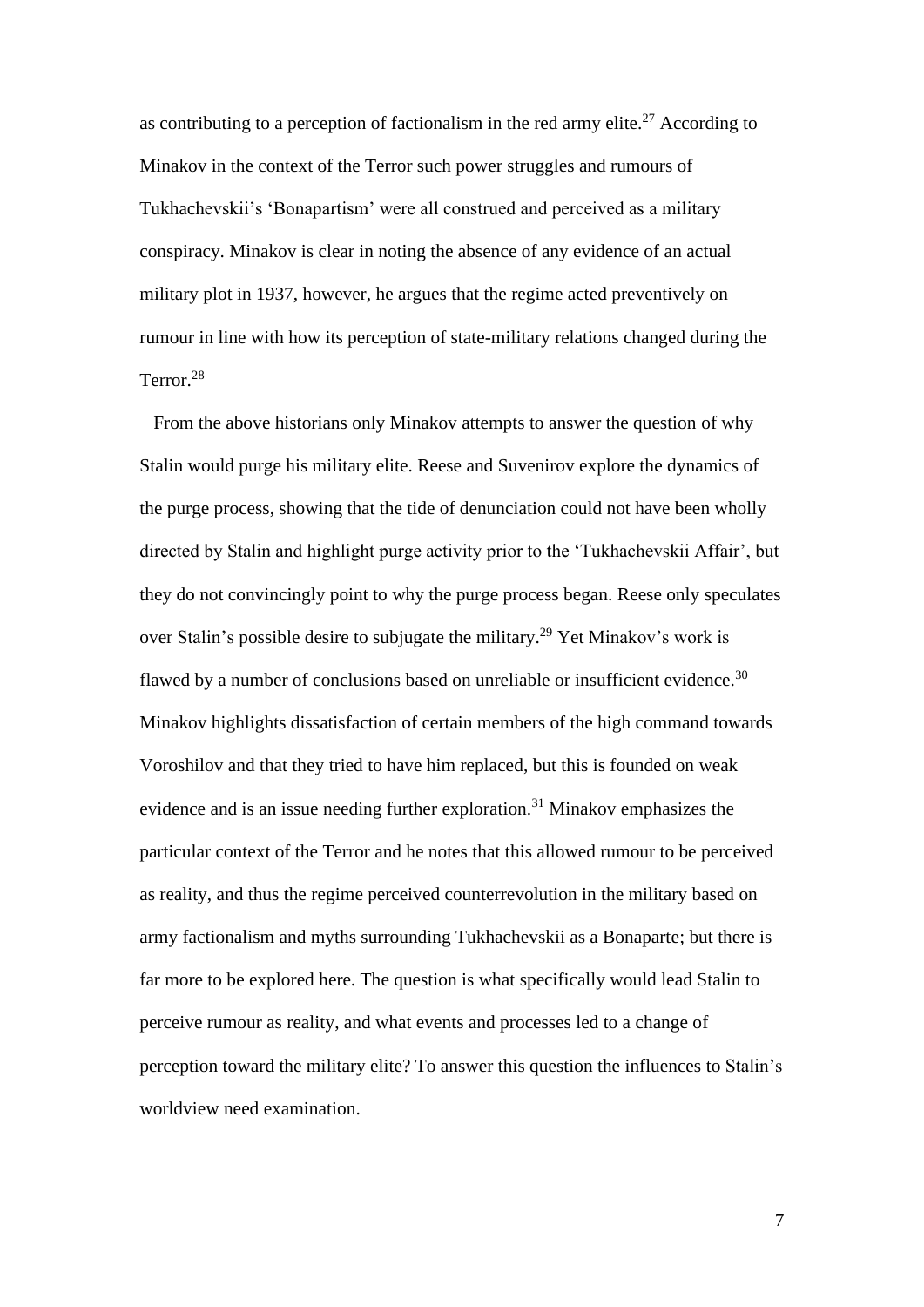as contributing to a perception of factionalism in the red army elite.[27] According to Minakov in the context of the Terror such power struggles and rumours of Tukhachevskii's 'Bonapartism' were all construed and perceived as a military conspiracy. Minakov is clear in noting the absence of any evidence of an actual military plot in 1937, however, he argues that the regime acted preventively on rumour in line with how its perception of state-military relations changed during the Terror.[28]

From the above historians only Minakov attempts to answer the question of why Stalin would purge his military elite. Reese and Suvenirov explore the dynamics of the purge process, showing that the tide of denunciation could not have been wholly directed by Stalin and highlight purge activity prior to the 'Tukhachevskii Affair', but they do not convincingly point to why the purge process began. Reese only speculates over Stalin's possible desire to subjugate the military.[29] Yet Minakov's work is flawed by a number of conclusions based on unreliable or insufficient evidence.[30] Minakov highlights dissatisfaction of certain members of the high command towards Voroshilov and that they tried to have him replaced, but this is founded on weak evidence and is an issue needing further exploration.[31] Minakov emphasizes the particular context of the Terror and he notes that this allowed rumour to be perceived as reality, and thus the regime perceived counterrevolution in the military based on army factionalism and myths surrounding Tukhachevskii as a Bonaparte; but there is far more to be explored here. The question is what specifically would lead Stalin to perceive rumour as reality, and what events and processes led to a change of perception toward the military elite? To answer this question the influences to Stalin's worldview need examination.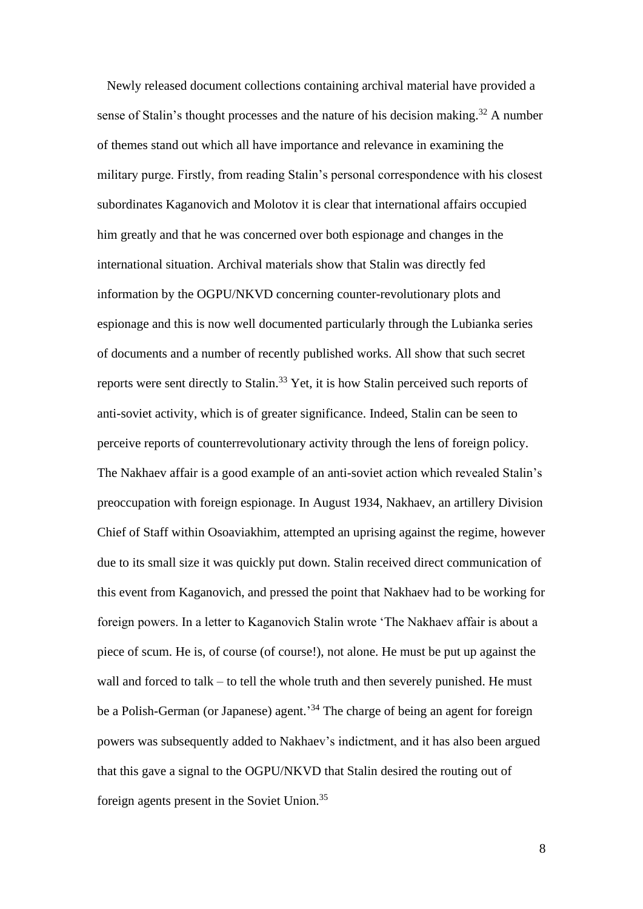Newly released document collections containing archival material have provided a sense of Stalin's thought processes and the nature of his decision making.[32] A number of themes stand out which all have importance and relevance in examining the military purge. Firstly, from reading Stalin's personal correspondence with his closest subordinates Kaganovich and Molotov it is clear that international affairs occupied him greatly and that he was concerned over both espionage and changes in the international situation. Archival materials show that Stalin was directly fed information by the OGPU/NKVD concerning counter-revolutionary plots and espionage and this is now well documented particularly through the Lubianka series of documents and a number of recently published works. All show that such secret reports were sent directly to Stalin.[33] Yet, it is how Stalin perceived such reports of anti-soviet activity, which is of greater significance. Indeed, Stalin can be seen to perceive reports of counterrevolutionary activity through the lens of foreign policy. The Nakhaev affair is a good example of an anti-soviet action which revealed Stalin's preoccupation with foreign espionage. In August 1934, Nakhaev, an artillery Division Chief of Staff within Osoaviakhim, attempted an uprising against the regime, however due to its small size it was quickly put down. Stalin received direct communication of this event from Kaganovich, and pressed the point that Nakhaev had to be working for foreign powers. In a letter to Kaganovich Stalin wrote 'The Nakhaev affair is about a piece of scum. He is, of course (of course!), not alone. He must be put up against the wall and forced to talk – to tell the whole truth and then severely punished. He must be a Polish-German (or Japanese) agent.'[34] The charge of being an agent for foreign powers was subsequently added to Nakhaev's indictment, and it has also been argued that this gave a signal to the OGPU/NKVD that Stalin desired the routing out of foreign agents present in the Soviet Union.[35]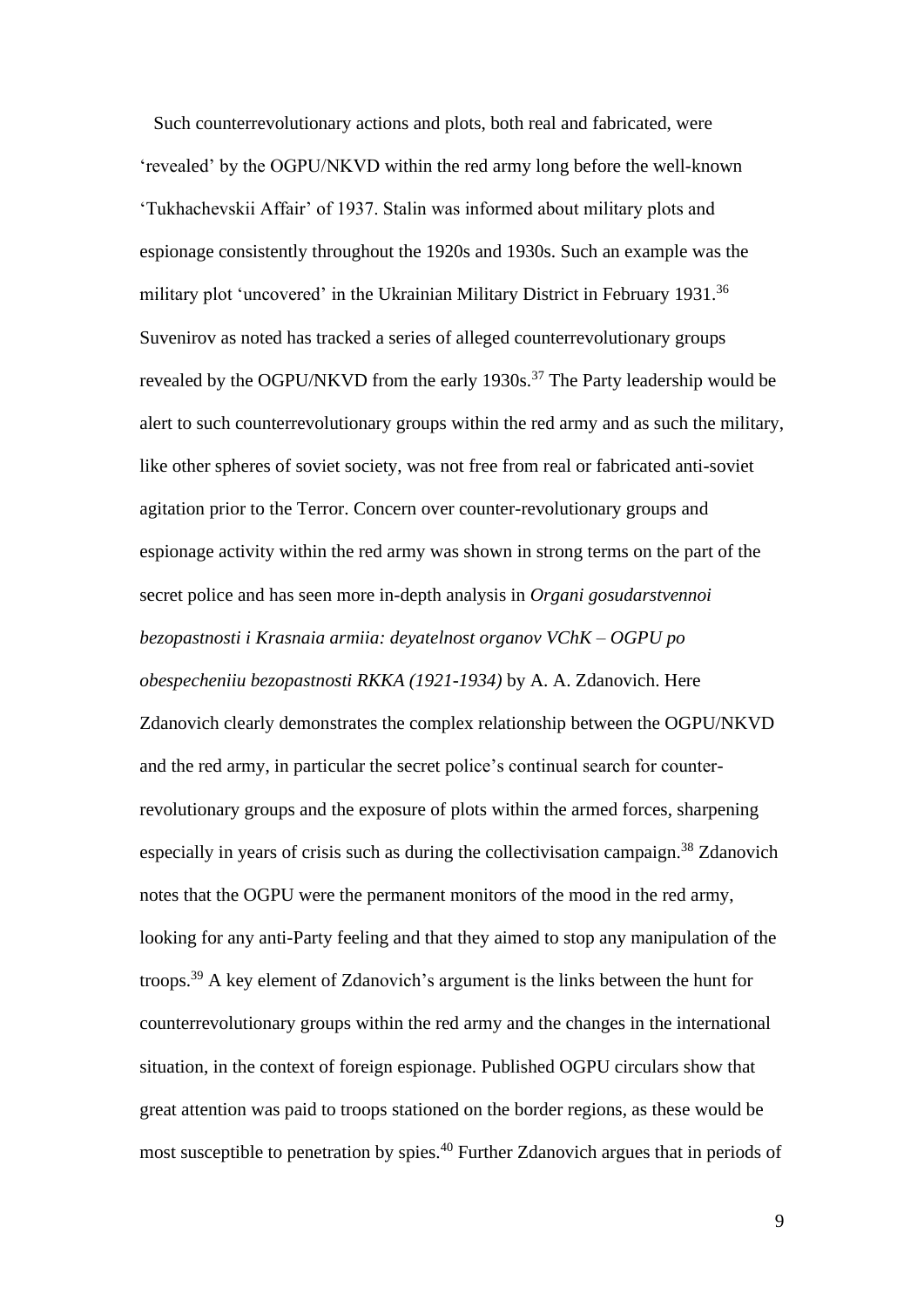Such counterrevolutionary actions and plots, both real and fabricated, were 'revealed' by the OGPU/NKVD within the red army long before the well-known 'Tukhachevskii Affair' of 1937. Stalin was informed about military plots and espionage consistently throughout the 1920s and 1930s. Such an example was the military plot 'uncovered' in the Ukrainian Military District in February 1931.[36] Suvenirov as noted has tracked a series of alleged counterrevolutionary groups revealed by the OGPU/NKVD from the early 1930s.[37] The Party leadership would be alert to such counterrevolutionary groups within the red army and as such the military, like other spheres of soviet society, was not free from real or fabricated anti-soviet agitation prior to the Terror. Concern over counter-revolutionary groups and espionage activity within the red army was shown in strong terms on the part of the secret police and has seen more in-depth analysis in *Organi gosudarstvennoi bezopastnosti i Krasnaia armiia: deyatelnost organov VChK – OGPU po obespecheniiu bezopastnosti RKKA (1921-1934)* by A. A. Zdanovich. Here Zdanovich clearly demonstrates the complex relationship between the OGPU/NKVD and the red army, in particular the secret police's continual search for counter-revolutionary groups and the exposure of plots within the armed forces, sharpening especially in years of crisis such as during the collectivisation campaign.[38] Zdanovich notes that the OGPU were the permanent monitors of the mood in the red army, looking for any anti-Party feeling and that they aimed to stop any manipulation of the troops.[39] A key element of Zdanovich's argument is the links between the hunt for counterrevolutionary groups within the red army and the changes in the international situation, in the context of foreign espionage. Published OGPU circulars show that great attention was paid to troops stationed on the border regions, as these would be most susceptible to penetration by spies.[40] Further Zdanovich argues that in periods of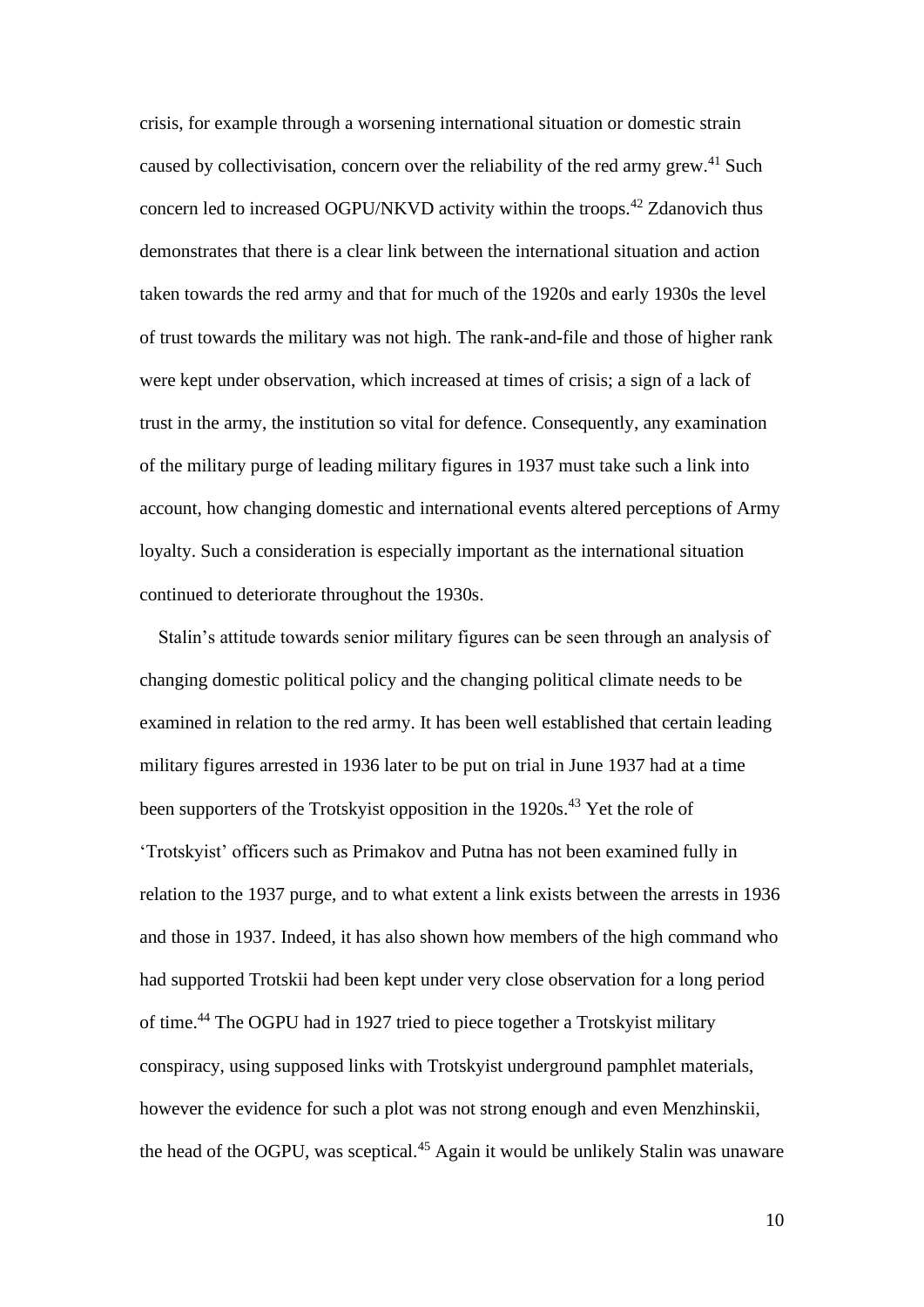crisis, for example through a worsening international situation or domestic strain caused by collectivisation, concern over the reliability of the red army grew.[41] Such concern led to increased OGPU/NKVD activity within the troops.[42] Zdanovich thus demonstrates that there is a clear link between the international situation and action taken towards the red army and that for much of the 1920s and early 1930s the level of trust towards the military was not high. The rank-and-file and those of higher rank were kept under observation, which increased at times of crisis; a sign of a lack of trust in the army, the institution so vital for defence. Consequently, any examination of the military purge of leading military figures in 1937 must take such a link into account, how changing domestic and international events altered perceptions of Army loyalty. Such a consideration is especially important as the international situation continued to deteriorate throughout the 1930s.

Stalin's attitude towards senior military figures can be seen through an analysis of changing domestic political policy and the changing political climate needs to be examined in relation to the red army. It has been well established that certain leading military figures arrested in 1936 later to be put on trial in June 1937 had at a time been supporters of the Trotskyist opposition in the 1920s.[43] Yet the role of 'Trotskyist' officers such as Primakov and Putna has not been examined fully in relation to the 1937 purge, and to what extent a link exists between the arrests in 1936 and those in 1937. Indeed, it has also shown how members of the high command who had supported Trotskii had been kept under very close observation for a long period of time.[44] The OGPU had in 1927 tried to piece together a Trotskyist military conspiracy, using supposed links with Trotskyist underground pamphlet materials, however the evidence for such a plot was not strong enough and even Menzhinskii, the head of the OGPU, was sceptical.[45] Again it would be unlikely Stalin was unaware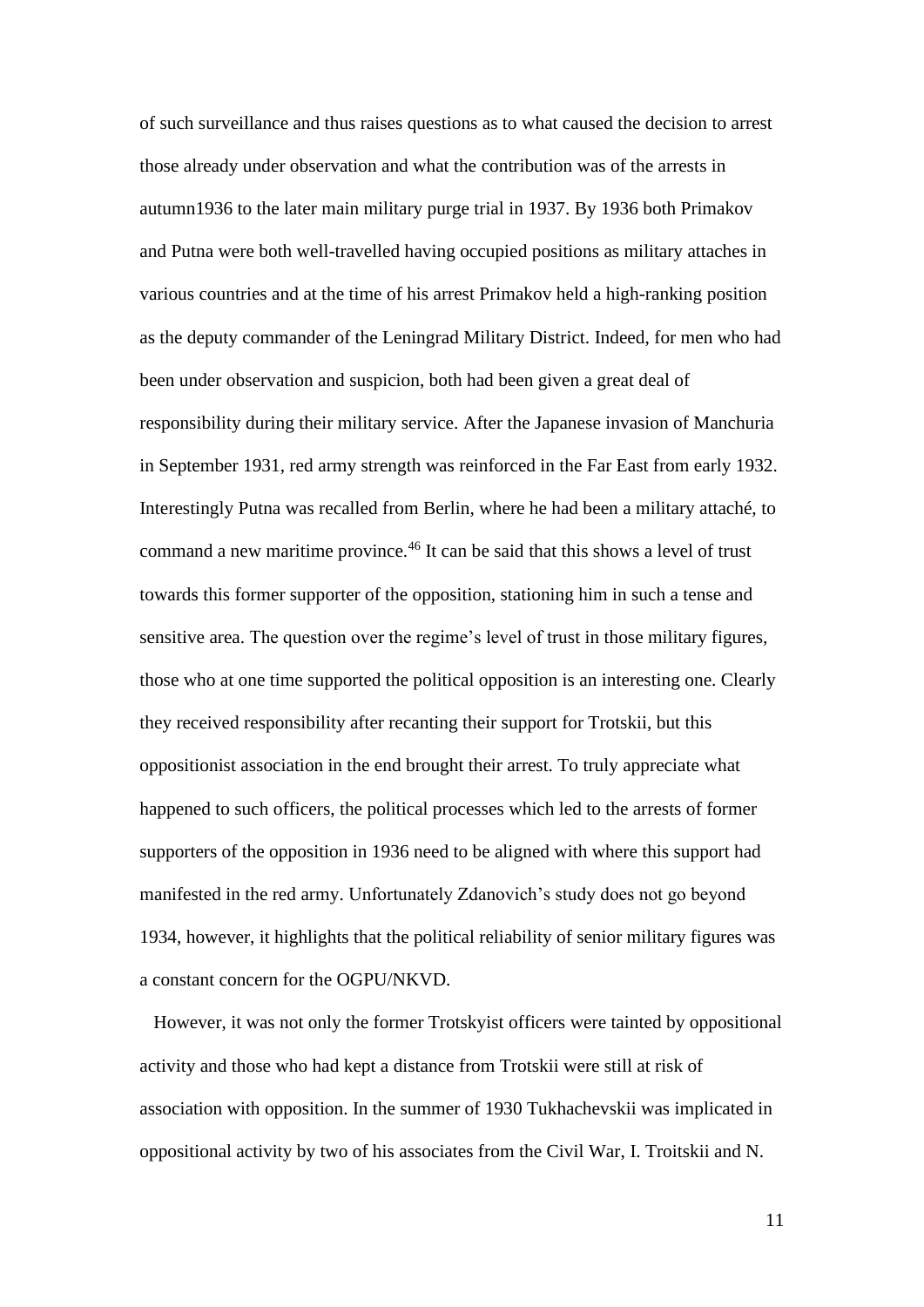of such surveillance and thus raises questions as to what caused the decision to arrest those already under observation and what the contribution was of the arrests in autumn1936 to the later main military purge trial in 1937. By 1936 both Primakov and Putna were both well-travelled having occupied positions as military attaches in various countries and at the time of his arrest Primakov held a high-ranking position as the deputy commander of the Leningrad Military District. Indeed, for men who had been under observation and suspicion, both had been given a great deal of responsibility during their military service. After the Japanese invasion of Manchuria in September 1931, red army strength was reinforced in the Far East from early 1932. Interestingly Putna was recalled from Berlin, where he had been a military attaché, to command a new maritime province.[46] It can be said that this shows a level of trust towards this former supporter of the opposition, stationing him in such a tense and sensitive area. The question over the regime's level of trust in those military figures, those who at one time supported the political opposition is an interesting one. Clearly they received responsibility after recanting their support for Trotskii, but this oppositionist association in the end brought their arrest. To truly appreciate what happened to such officers, the political processes which led to the arrests of former supporters of the opposition in 1936 need to be aligned with where this support had manifested in the red army. Unfortunately Zdanovich's study does not go beyond 1934, however, it highlights that the political reliability of senior military figures was a constant concern for the OGPU/NKVD.

However, it was not only the former Trotskyist officers were tainted by oppositional activity and those who had kept a distance from Trotskii were still at risk of association with opposition. In the summer of 1930 Tukhachevskii was implicated in oppositional activity by two of his associates from the Civil War, I. Troitskii and N.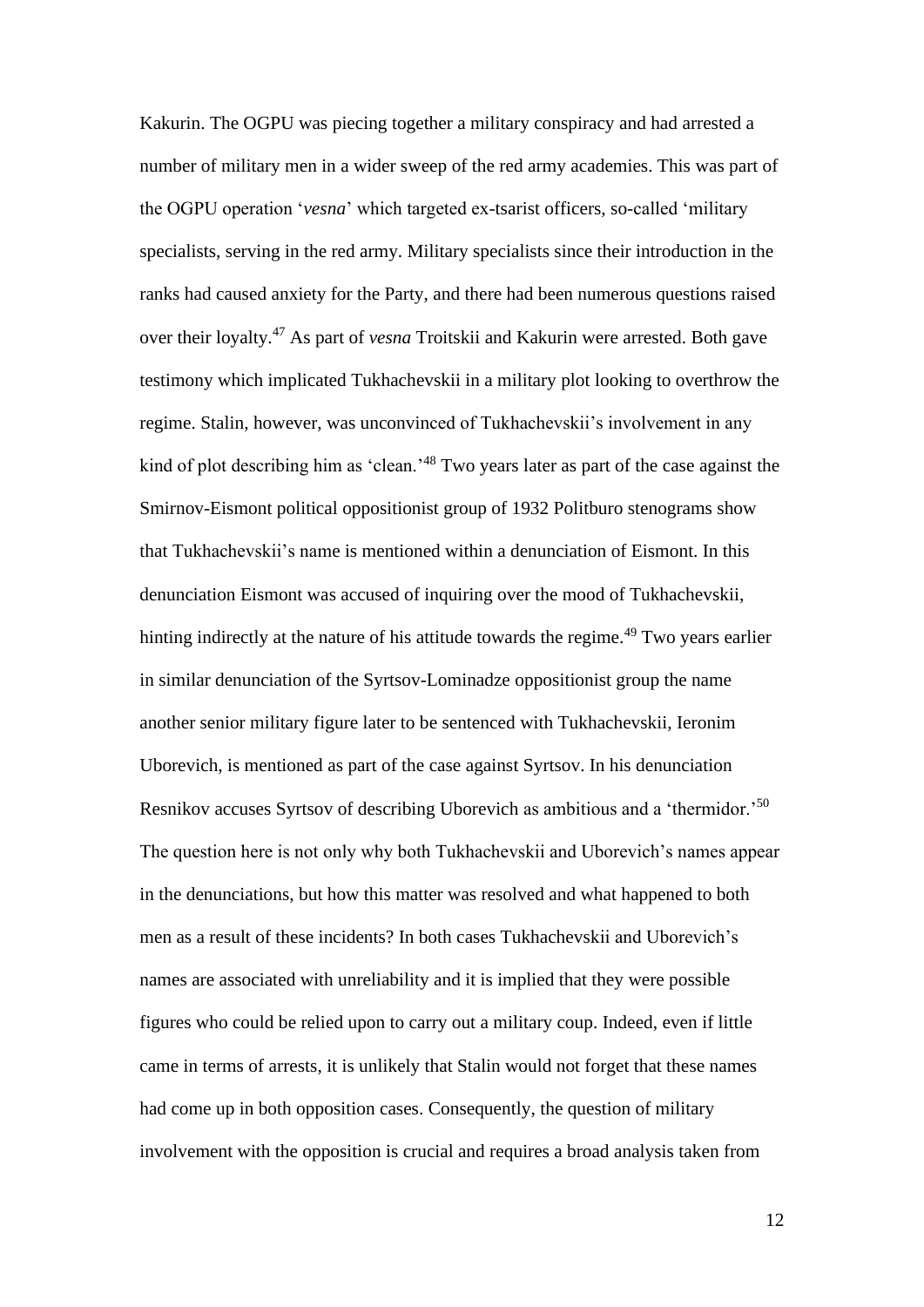Kakurin. The OGPU was piecing together a military conspiracy and had arrested a number of military men in a wider sweep of the red army academies. This was part of the OGPU operation '*vesna*' which targeted ex-tsarist officers, so-called 'military specialists, serving in the red army. Military specialists since their introduction in the ranks had caused anxiety for the Party, and there had been numerous questions raised over their loyalty.[47] As part of *vesna* Troitskii and Kakurin were arrested. Both gave testimony which implicated Tukhachevskii in a military plot looking to overthrow the regime. Stalin, however, was unconvinced of Tukhachevskii's involvement in any kind of plot describing him as 'clean.'[48] Two years later as part of the case against the Smirnov-Eismont political oppositionist group of 1932 Politburo stenograms show that Tukhachevskii's name is mentioned within a denunciation of Eismont. In this denunciation Eismont was accused of inquiring over the mood of Tukhachevskii, hinting indirectly at the nature of his attitude towards the regime.[49] Two years earlier in similar denunciation of the Syrtsov-Lominadze oppositionist group the name another senior military figure later to be sentenced with Tukhachevskii, Ieronim Uborevich, is mentioned as part of the case against Syrtsov. In his denunciation Resnikov accuses Syrtsov of describing Uborevich as ambitious and a 'thermidor.'[50] The question here is not only why both Tukhachevskii and Uborevich's names appear in the denunciations, but how this matter was resolved and what happened to both men as a result of these incidents? In both cases Tukhachevskii and Uborevich's names are associated with unreliability and it is implied that they were possible figures who could be relied upon to carry out a military coup. Indeed, even if little came in terms of arrests, it is unlikely that Stalin would not forget that these names had come up in both opposition cases. Consequently, the question of military involvement with the opposition is crucial and requires a broad analysis taken from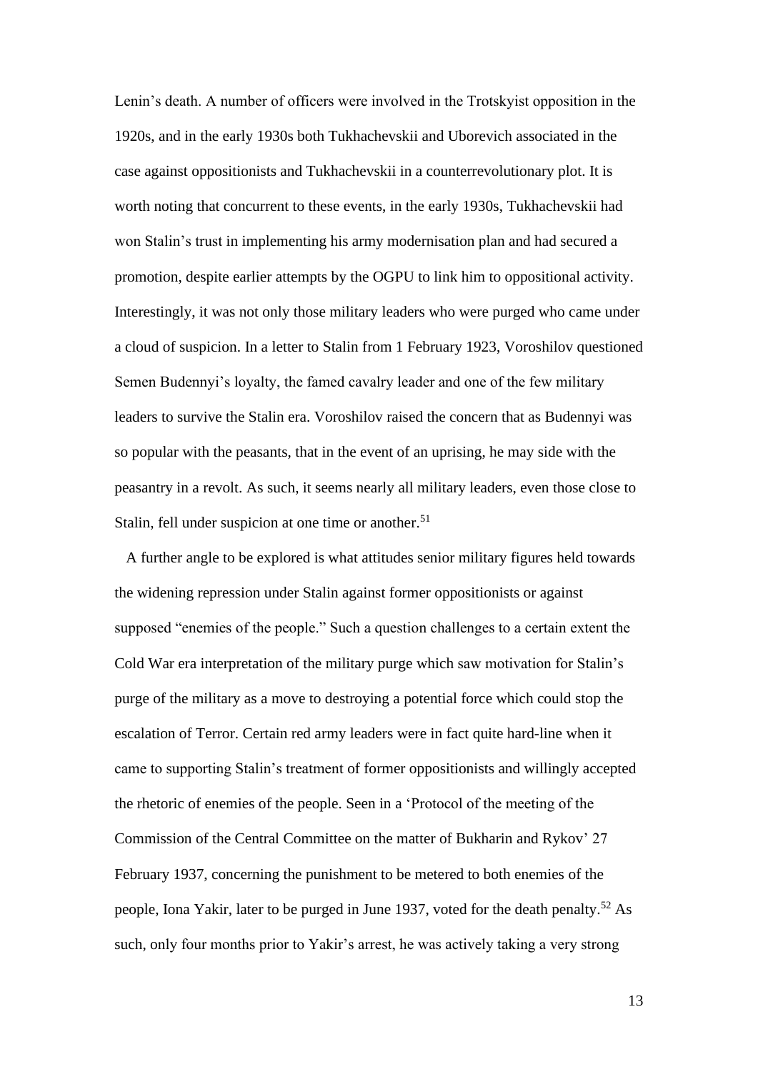Lenin's death. A number of officers were involved in the Trotskyist opposition in the 1920s, and in the early 1930s both Tukhachevskii and Uborevich associated in the case against oppositionists and Tukhachevskii in a counterrevolutionary plot. It is worth noting that concurrent to these events, in the early 1930s, Tukhachevskii had won Stalin's trust in implementing his army modernisation plan and had secured a promotion, despite earlier attempts by the OGPU to link him to oppositional activity. Interestingly, it was not only those military leaders who were purged who came under a cloud of suspicion. In a letter to Stalin from 1 February 1923, Voroshilov questioned Semen Budennyi's loyalty, the famed cavalry leader and one of the few military leaders to survive the Stalin era. Voroshilov raised the concern that as Budennyi was so popular with the peasants, that in the event of an uprising, he may side with the peasantry in a revolt. As such, it seems nearly all military leaders, even those close to Stalin, fell under suspicion at one time or another.[51]

A further angle to be explored is what attitudes senior military figures held towards the widening repression under Stalin against former oppositionists or against supposed "enemies of the people." Such a question challenges to a certain extent the Cold War era interpretation of the military purge which saw motivation for Stalin's purge of the military as a move to destroying a potential force which could stop the escalation of Terror. Certain red army leaders were in fact quite hard-line when it came to supporting Stalin's treatment of former oppositionists and willingly accepted the rhetoric of enemies of the people. Seen in a 'Protocol of the meeting of the Commission of the Central Committee on the matter of Bukharin and Rykov' 27 February 1937, concerning the punishment to be metered to both enemies of the people, Iona Yakir, later to be purged in June 1937, voted for the death penalty.[52] As such, only four months prior to Yakir's arrest, he was actively taking a very strong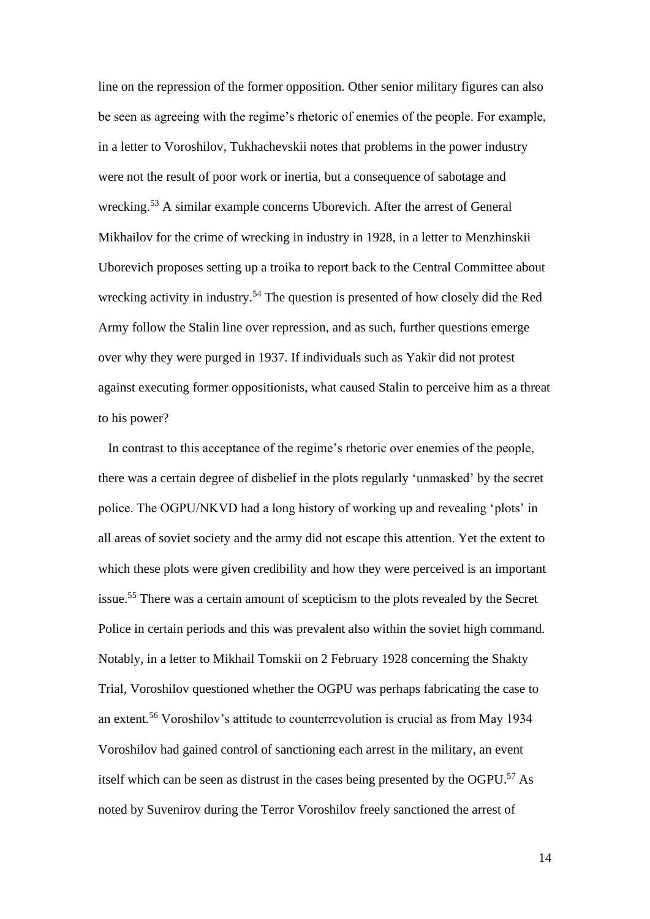line on the repression of the former opposition. Other senior military figures can also be seen as agreeing with the regime's rhetoric of enemies of the people. For example, in a letter to Voroshilov, Tukhachevskii notes that problems in the power industry were not the result of poor work or inertia, but a consequence of sabotage and wrecking.[53] A similar example concerns Uborevich. After the arrest of General Mikhailov for the crime of wrecking in industry in 1928, in a letter to Menzhinskii Uborevich proposes setting up a troika to report back to the Central Committee about wrecking activity in industry.[54] The question is presented of how closely did the Red Army follow the Stalin line over repression, and as such, further questions emerge over why they were purged in 1937. If individuals such as Yakir did not protest against executing former oppositionists, what caused Stalin to perceive him as a threat to his power?

In contrast to this acceptance of the regime's rhetoric over enemies of the people, there was a certain degree of disbelief in the plots regularly 'unmasked' by the secret police. The OGPU/NKVD had a long history of working up and revealing 'plots' in all areas of soviet society and the army did not escape this attention. Yet the extent to which these plots were given credibility and how they were perceived is an important issue.[55] There was a certain amount of scepticism to the plots revealed by the Secret Police in certain periods and this was prevalent also within the soviet high command. Notably, in a letter to Mikhail Tomskii on 2 February 1928 concerning the Shakty Trial, Voroshilov questioned whether the OGPU was perhaps fabricating the case to an extent.[56] Voroshilov's attitude to counterrevolution is crucial as from May 1934 Voroshilov had gained control of sanctioning each arrest in the military, an event itself which can be seen as distrust in the cases being presented by the OGPU.[57] As noted by Suvenirov during the Terror Voroshilov freely sanctioned the arrest of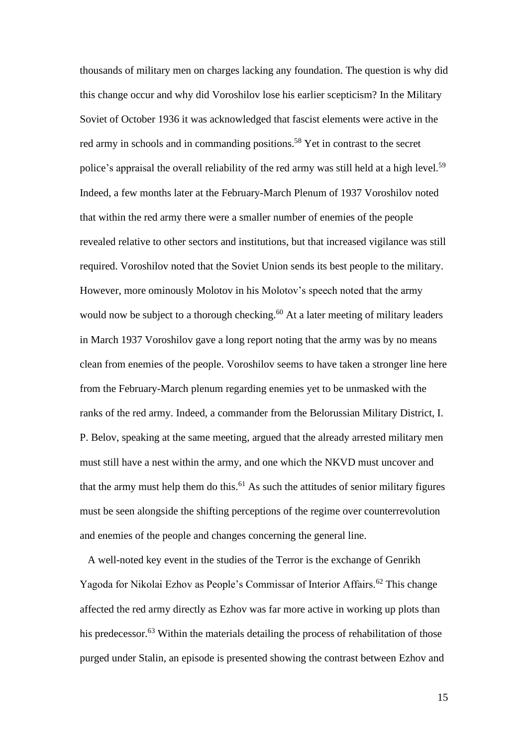thousands of military men on charges lacking any foundation. The question is why did this change occur and why did Voroshilov lose his earlier scepticism? In the Military Soviet of October 1936 it was acknowledged that fascist elements were active in the red army in schools and in commanding positions.[58] Yet in contrast to the secret police's appraisal the overall reliability of the red army was still held at a high level.[59] Indeed, a few months later at the February-March Plenum of 1937 Voroshilov noted that within the red army there were a smaller number of enemies of the people revealed relative to other sectors and institutions, but that increased vigilance was still required. Voroshilov noted that the Soviet Union sends its best people to the military. However, more ominously Molotov in his Molotov's speech noted that the army would now be subject to a thorough checking.[60] At a later meeting of military leaders in March 1937 Voroshilov gave a long report noting that the army was by no means clean from enemies of the people. Voroshilov seems to have taken a stronger line here from the February-March plenum regarding enemies yet to be unmasked with the ranks of the red army. Indeed, a commander from the Belorussian Military District, I. P. Belov, speaking at the same meeting, argued that the already arrested military men must still have a nest within the army, and one which the NKVD must uncover and that the army must help them do this.[61] As such the attitudes of senior military figures must be seen alongside the shifting perceptions of the regime over counterrevolution and enemies of the people and changes concerning the general line.

A well-noted key event in the studies of the Terror is the exchange of Genrikh Yagoda for Nikolai Ezhov as People's Commissar of Interior Affairs.[62] This change affected the red army directly as Ezhov was far more active in working up plots than his predecessor.[63] Within the materials detailing the process of rehabilitation of those purged under Stalin, an episode is presented showing the contrast between Ezhov and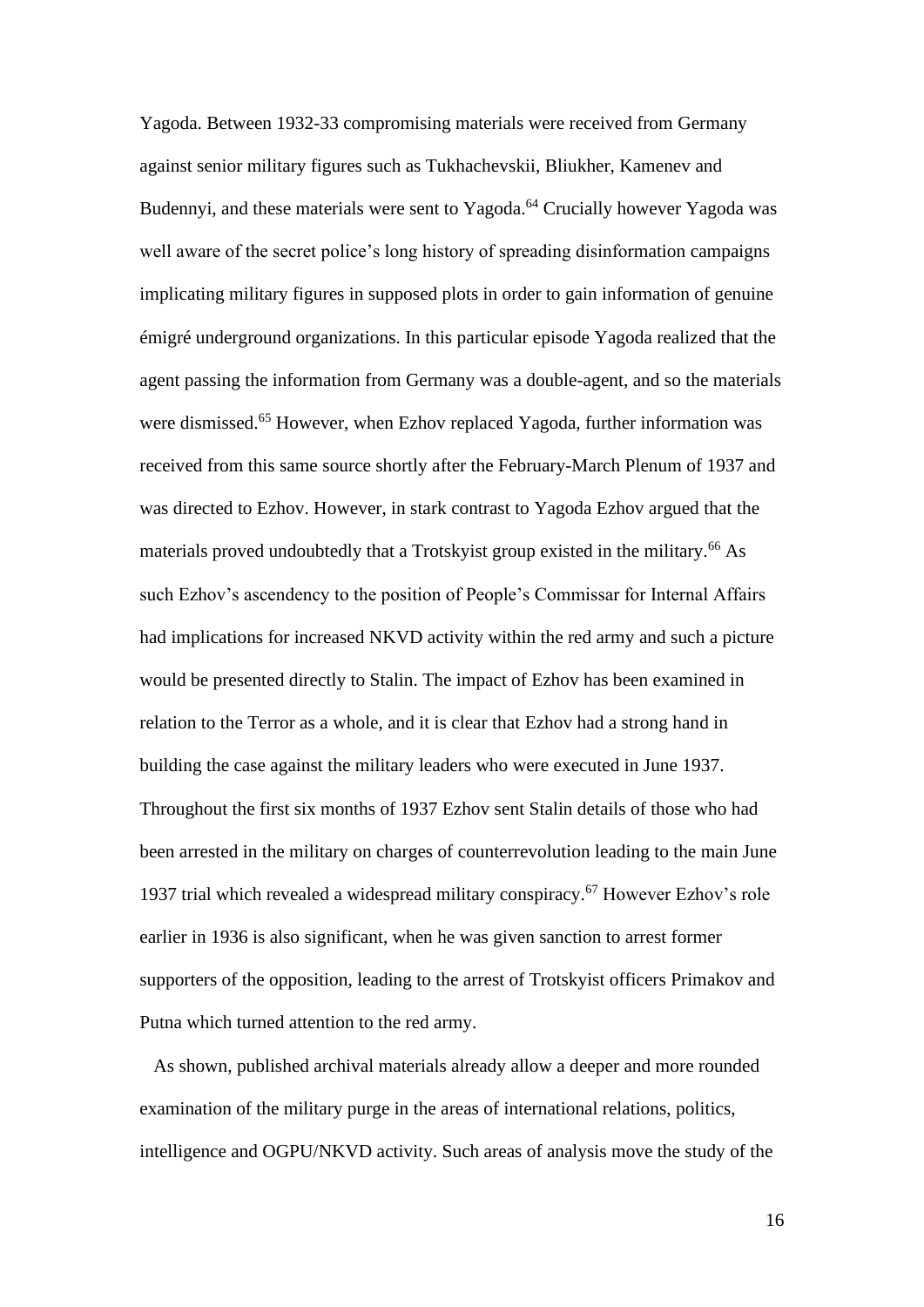Yagoda. Between 1932-33 compromising materials were received from Germany against senior military figures such as Tukhachevskii, Bliukher, Kamenev and Budennyi, and these materials were sent to Yagoda.[64] Crucially however Yagoda was well aware of the secret police's long history of spreading disinformation campaigns implicating military figures in supposed plots in order to gain information of genuine émigré underground organizations. In this particular episode Yagoda realized that the agent passing the information from Germany was a double-agent, and so the materials were dismissed.[65] However, when Ezhov replaced Yagoda, further information was received from this same source shortly after the February-March Plenum of 1937 and was directed to Ezhov. However, in stark contrast to Yagoda Ezhov argued that the materials proved undoubtedly that a Trotskyist group existed in the military.[66] As such Ezhov's ascendency to the position of People's Commissar for Internal Affairs had implications for increased NKVD activity within the red army and such a picture would be presented directly to Stalin. The impact of Ezhov has been examined in relation to the Terror as a whole, and it is clear that Ezhov had a strong hand in building the case against the military leaders who were executed in June 1937. Throughout the first six months of 1937 Ezhov sent Stalin details of those who had been arrested in the military on charges of counterrevolution leading to the main June 1937 trial which revealed a widespread military conspiracy.[67] However Ezhov's role earlier in 1936 is also significant, when he was given sanction to arrest former supporters of the opposition, leading to the arrest of Trotskyist officers Primakov and Putna which turned attention to the red army.

As shown, published archival materials already allow a deeper and more rounded examination of the military purge in the areas of international relations, politics, intelligence and OGPU/NKVD activity. Such areas of analysis move the study of the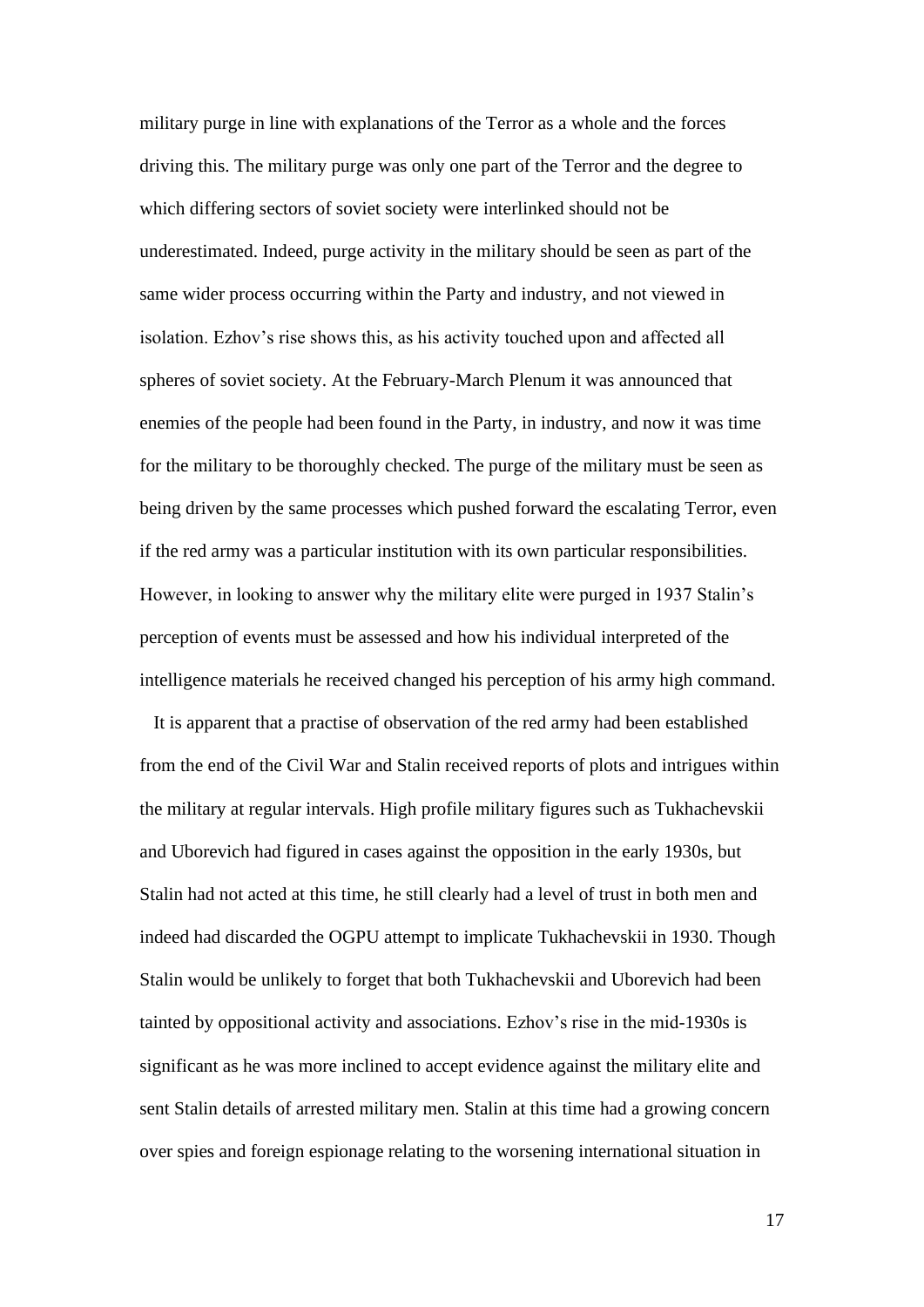military purge in line with explanations of the Terror as a whole and the forces driving this. The military purge was only one part of the Terror and the degree to which differing sectors of soviet society were interlinked should not be underestimated. Indeed, purge activity in the military should be seen as part of the same wider process occurring within the Party and industry, and not viewed in isolation. Ezhov's rise shows this, as his activity touched upon and affected all spheres of soviet society. At the February-March Plenum it was announced that enemies of the people had been found in the Party, in industry, and now it was time for the military to be thoroughly checked. The purge of the military must be seen as being driven by the same processes which pushed forward the escalating Terror, even if the red army was a particular institution with its own particular responsibilities. However, in looking to answer why the military elite were purged in 1937 Stalin's perception of events must be assessed and how his individual interpreted of the intelligence materials he received changed his perception of his army high command.

It is apparent that a practise of observation of the red army had been established from the end of the Civil War and Stalin received reports of plots and intrigues within the military at regular intervals. High profile military figures such as Tukhachevskii and Uborevich had figured in cases against the opposition in the early 1930s, but Stalin had not acted at this time, he still clearly had a level of trust in both men and indeed had discarded the OGPU attempt to implicate Tukhachevskii in 1930. Though Stalin would be unlikely to forget that both Tukhachevskii and Uborevich had been tainted by oppositional activity and associations. Ezhov's rise in the mid-1930s is significant as he was more inclined to accept evidence against the military elite and sent Stalin details of arrested military men. Stalin at this time had a growing concern over spies and foreign espionage relating to the worsening international situation in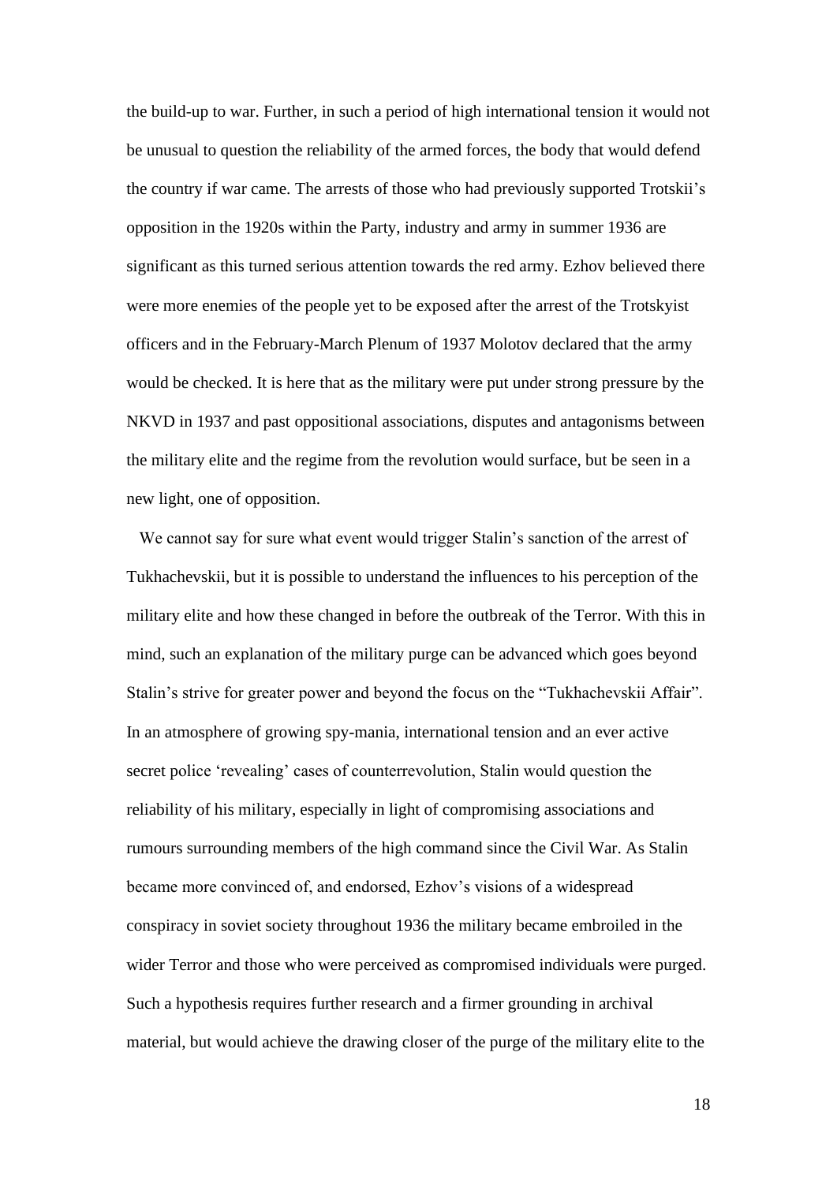the build-up to war. Further, in such a period of high international tension it would not be unusual to question the reliability of the armed forces, the body that would defend the country if war came. The arrests of those who had previously supported Trotskii's opposition in the 1920s within the Party, industry and army in summer 1936 are significant as this turned serious attention towards the red army. Ezhov believed there were more enemies of the people yet to be exposed after the arrest of the Trotskyist officers and in the February-March Plenum of 1937 Molotov declared that the army would be checked. It is here that as the military were put under strong pressure by the NKVD in 1937 and past oppositional associations, disputes and antagonisms between the military elite and the regime from the revolution would surface, but be seen in a new light, one of opposition.

We cannot say for sure what event would trigger Stalin's sanction of the arrest of Tukhachevskii, but it is possible to understand the influences to his perception of the military elite and how these changed in before the outbreak of the Terror. With this in mind, such an explanation of the military purge can be advanced which goes beyond Stalin's strive for greater power and beyond the focus on the "Tukhachevskii Affair". In an atmosphere of growing spy-mania, international tension and an ever active secret police 'revealing' cases of counterrevolution, Stalin would question the reliability of his military, especially in light of compromising associations and rumours surrounding members of the high command since the Civil War. As Stalin became more convinced of, and endorsed, Ezhov's visions of a widespread conspiracy in soviet society throughout 1936 the military became embroiled in the wider Terror and those who were perceived as compromised individuals were purged. Such a hypothesis requires further research and a firmer grounding in archival material, but would achieve the drawing closer of the purge of the military elite to the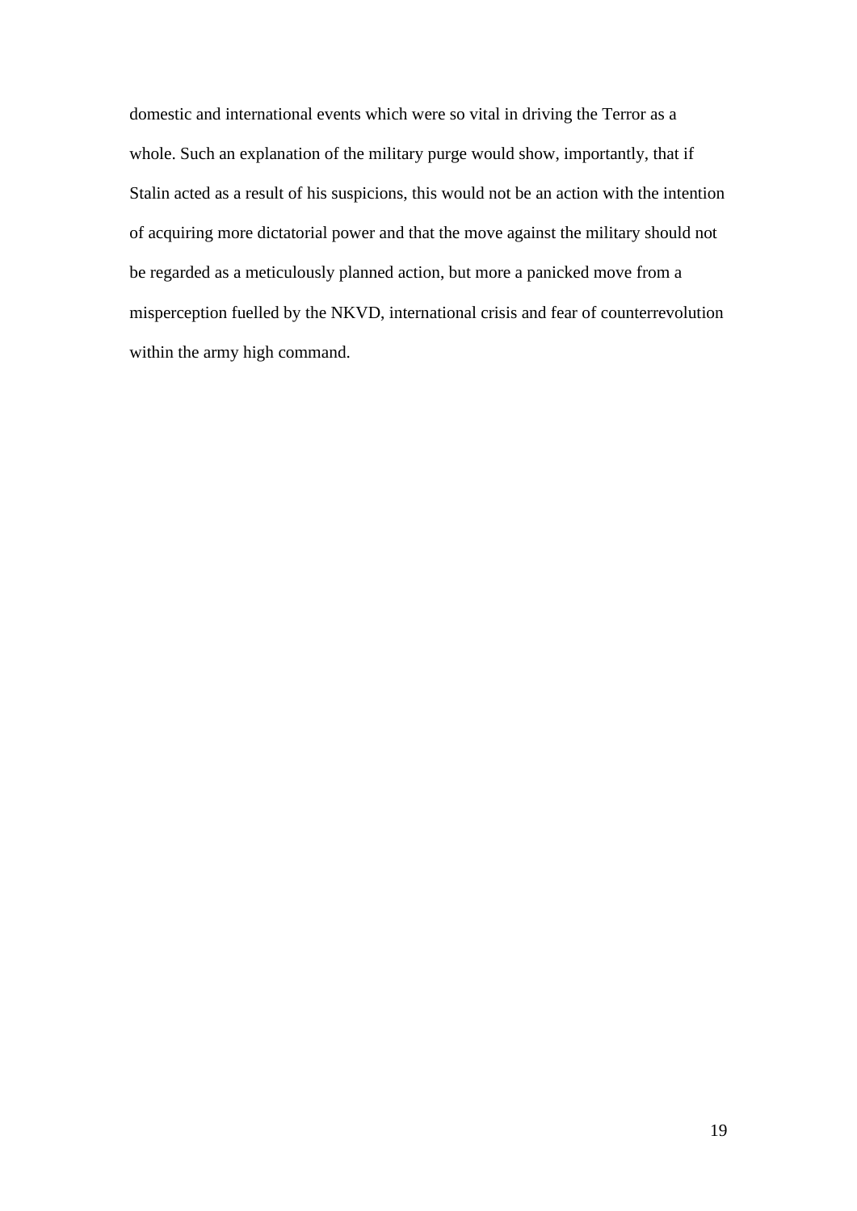domestic and international events which were so vital in driving the Terror as a whole. Such an explanation of the military purge would show, importantly, that if Stalin acted as a result of his suspicions, this would not be an action with the intention of acquiring more dictatorial power and that the move against the military should not be regarded as a meticulously planned action, but more a panicked move from a misperception fuelled by the NKVD, international crisis and fear of counterrevolution within the army high command.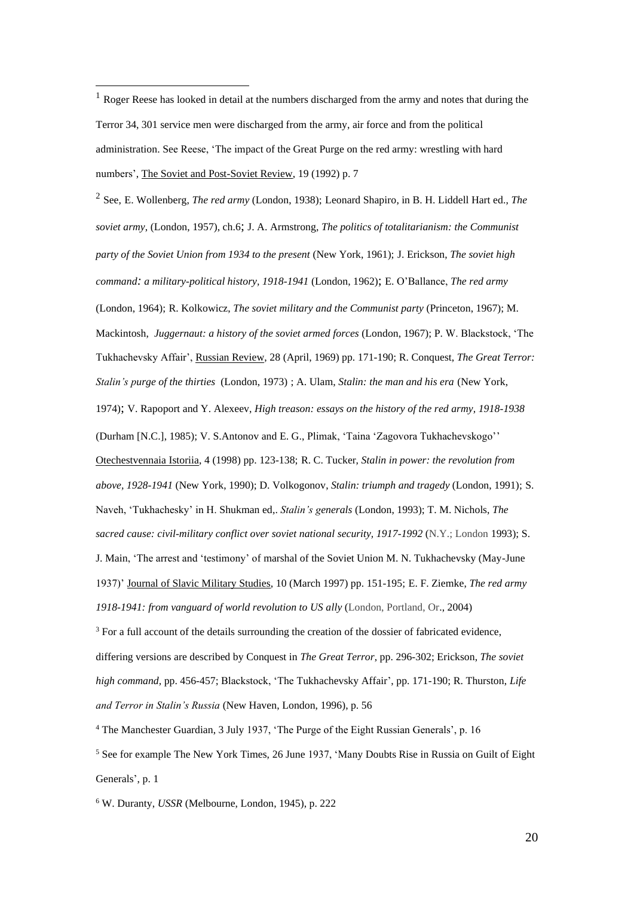[1] Roger Reese has looked in detail at the numbers discharged from the army and notes that during the Terror 34, 301 service men were discharged from the army, air force and from the political administration. See Reese, 'The impact of the Great Purge on the red army: wrestling with hard numbers', The Soviet and Post-Soviet Review, 19 (1992) p. 7

[2] See, E. Wollenberg, *The red army* (London, 1938); Leonard Shapiro, in B. H. Liddell Hart ed., *The soviet army*, (London, 1957), ch.6; J. A. Armstrong, *The politics of totalitarianism: the Communist party of the Soviet Union from 1934 to the present* (New York, 1961); J. Erickson, *The soviet high command: a military-political history, 1918-1941* (London, 1962); E. O'Ballance, *The red army* (London, 1964); R. Kolkowicz, *The soviet military and the Communist party* (Princeton, 1967); M. Mackintosh, *Juggernaut: a history of the soviet armed forces* (London, 1967); P. W. Blackstock, 'The Tukhachevsky Affair', Russian Review, 28 (April, 1969) pp. 171-190; R. Conquest, *The Great Terror: Stalin's purge of the thirties* (London, 1973) ; A. Ulam, *Stalin: the man and his era* (New York, 1974); V. Rapoport and Y. Alexeev, *High treason: essays on the history of the red army, 1918-1938* (Durham [N.C.], 1985); V. S.Antonov and E. G., Plimak, 'Taina 'Zagovora Tukhachevskogo'' Otechestvennaia Istoriia, 4 (1998) pp. 123-138; R. C. Tucker, *Stalin in power: the revolution from above, 1928-1941* (New York, 1990); D. Volkogonov, *Stalin: triumph and tragedy* (London, 1991); S. Naveh, 'Tukhachesky' in H. Shukman ed,. *Stalin's generals* (London, 1993); T. M. Nichols, *The sacred cause: civil-military conflict over soviet national security, 1917-1992* (N.Y.; London 1993); S. J. Main, 'The arrest and 'testimony' of marshal of the Soviet Union M. N. Tukhachevsky (May-June 1937)' Journal of Slavic Military Studies, 10 (March 1997) pp. 151-195; E. F. Ziemke, *The red army 1918-1941: from vanguard of world revolution to US ally* (London, Portland, Or., 2004)

[3] For a full account of the details surrounding the creation of the dossier of fabricated evidence, differing versions are described by Conquest in *The Great Terror*, pp. 296-302; Erickson, *The soviet high command*, pp. 456-457; Blackstock, 'The Tukhachevsky Affair', pp. 171-190; R. Thurston, *Life and Terror in Stalin's Russia* (New Haven, London, 1996), p. 56

[4] The Manchester Guardian, 3 July 1937, 'The Purge of the Eight Russian Generals', p. 16

[5] See for example The New York Times, 26 June 1937, 'Many Doubts Rise in Russia on Guilt of Eight Generals', p. 1

[6] W. Duranty, *USSR* (Melbourne, London, 1945), p. 222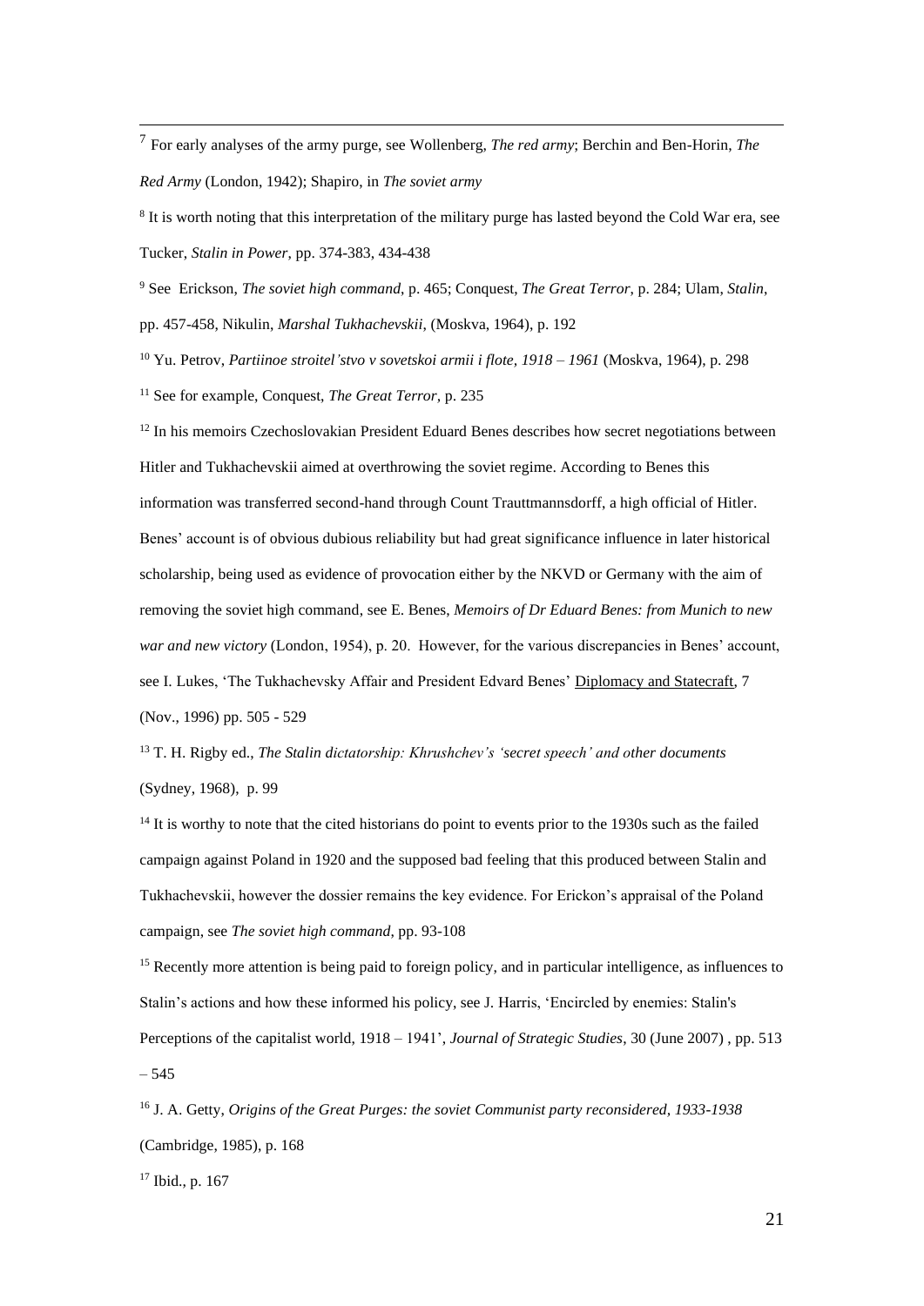[7] For early analyses of the army purge, see Wollenberg, *The red army*; Berchin and Ben-Horin, *The Red Army* (London, 1942); Shapiro, in *The soviet army*

[8] It is worth noting that this interpretation of the military purge has lasted beyond the Cold War era, see Tucker, *Stalin in Power*, pp. 374-383, 434-438

[9] See Erickson, *The soviet high command*, p. 465; Conquest, *The Great Terror*, p. 284; Ulam, *Stalin*, pp. 457-458, Nikulin, *Marshal Tukhachevskii*, (Moskva, 1964), p. 192

[10] Yu. Petrov, *Partiinoe stroitel'stvo v sovetskoi armii i flote, 1918 – 1961* (Moskva, 1964), p. 298

[11] See for example, Conquest, *The Great Terror*, p. 235

[12] In his memoirs Czechoslovakian President Eduard Benes describes how secret negotiations between Hitler and Tukhachevskii aimed at overthrowing the soviet regime. According to Benes this information was transferred second-hand through Count Trauttmannsdorff, a high official of Hitler. Benes' account is of obvious dubious reliability but had great significance influence in later historical scholarship, being used as evidence of provocation either by the NKVD or Germany with the aim of removing the soviet high command, see E. Benes, *Memoirs of Dr Eduard Benes: from Munich to new war and new victory* (London, 1954), p. 20. However, for the various discrepancies in Benes' account, see I. Lukes, 'The Tukhachevsky Affair and President Edvard Benes' Diplomacy and Statecraft, 7 (Nov., 1996) pp. 505 - 529

[13] T. H. Rigby ed., *The Stalin dictatorship: Khrushchev's 'secret speech' and other documents* (Sydney, 1968), p. 99

[14] It is worthy to note that the cited historians do point to events prior to the 1930s such as the failed campaign against Poland in 1920 and the supposed bad feeling that this produced between Stalin and Tukhachevskii, however the dossier remains the key evidence. For Erickon's appraisal of the Poland campaign, see *The soviet high command*, pp. 93-108

[15] Recently more attention is being paid to foreign policy, and in particular intelligence, as influences to Stalin's actions and how these informed his policy, see J. Harris, 'Encircled by enemies: Stalin's Perceptions of the capitalist world, 1918 – 1941', *Journal of Strategic Studies*, 30 (June 2007) , pp. 513 – 545

[16] J. A. Getty, *Origins of the Great Purges: the soviet Communist party reconsidered, 1933-1938* (Cambridge, 1985), p. 168

[17] Ibid., p. 167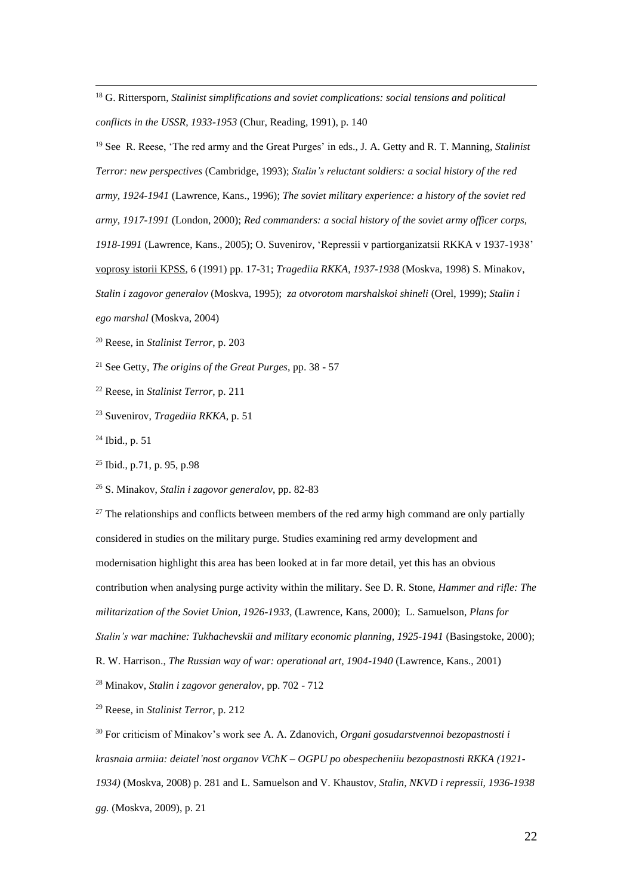[18] G. Rittersporn, *Stalinist simplifications and soviet complications: social tensions and political conflicts in the USSR, 1933-1953* (Chur, Reading, 1991), p. 140

[19] See R. Reese, 'The red army and the Great Purges' in eds., J. A. Getty and R. T. Manning, *Stalinist Terror: new perspectives* (Cambridge, 1993); *Stalin's reluctant soldiers: a social history of the red army, 1924-1941* (Lawrence, Kans., 1996); *The soviet military experience: a history of the soviet red army, 1917-1991* (London, 2000); *Red commanders: a social history of the soviet army officer corps, 1918-1991* (Lawrence, Kans., 2005); O. Suvenirov, 'Repressii v partiorganizatsii RKKA v 1937-1938' voprosy istorii KPSS, 6 (1991) pp. 17-31; *Tragediia RKKA, 1937-1938* (Moskva, 1998) S. Minakov, *Stalin i zagovor generalov* (Moskva, 1995); *za otvorotom marshalskoi shineli* (Orel, 1999); *Stalin i ego marshal* (Moskva, 2004)

[20] Reese, in *Stalinist Terror*, p. 203

[21] See Getty, *The origins of the Great Purges*, pp. 38 - 57

[22] Reese, in *Stalinist Terror*, p. 211

[23] Suvenirov, *Tragediia RKKA*, p. 51

[24] Ibid., p. 51

[25] Ibid., p.71, p. 95, p.98

[26] S. Minakov, *Stalin i zagovor generalov*, pp. 82-83

[27] The relationships and conflicts between members of the red army high command are only partially considered in studies on the military purge. Studies examining red army development and modernisation highlight this area has been looked at in far more detail, yet this has an obvious contribution when analysing purge activity within the military. See D. R. Stone, *Hammer and rifle: The militarization of the Soviet Union, 1926-1933*, (Lawrence, Kans, 2000); L. Samuelson, *Plans for Stalin's war machine: Tukhachevskii and military economic planning, 1925-1941* (Basingstoke, 2000); R. W. Harrison., *The Russian way of war: operational art, 1904-1940* (Lawrence, Kans., 2001)

[28] Minakov, *Stalin i zagovor generalov*, pp. 702 - 712

[29] Reese, in *Stalinist Terror*, p. 212

[30] For criticism of Minakov's work see A. A. Zdanovich, *Organi gosudarstvennoi bezopastnosti i krasnaia armiia: deiatel'nost organov VChK – OGPU po obespecheniiu bezopastnosti RKKA (1921-1934)* (Moskva, 2008) p. 281 and L. Samuelson and V. Khaustov, *Stalin, NKVD i repressii, 1936-1938 gg.* (Moskva, 2009), p. 21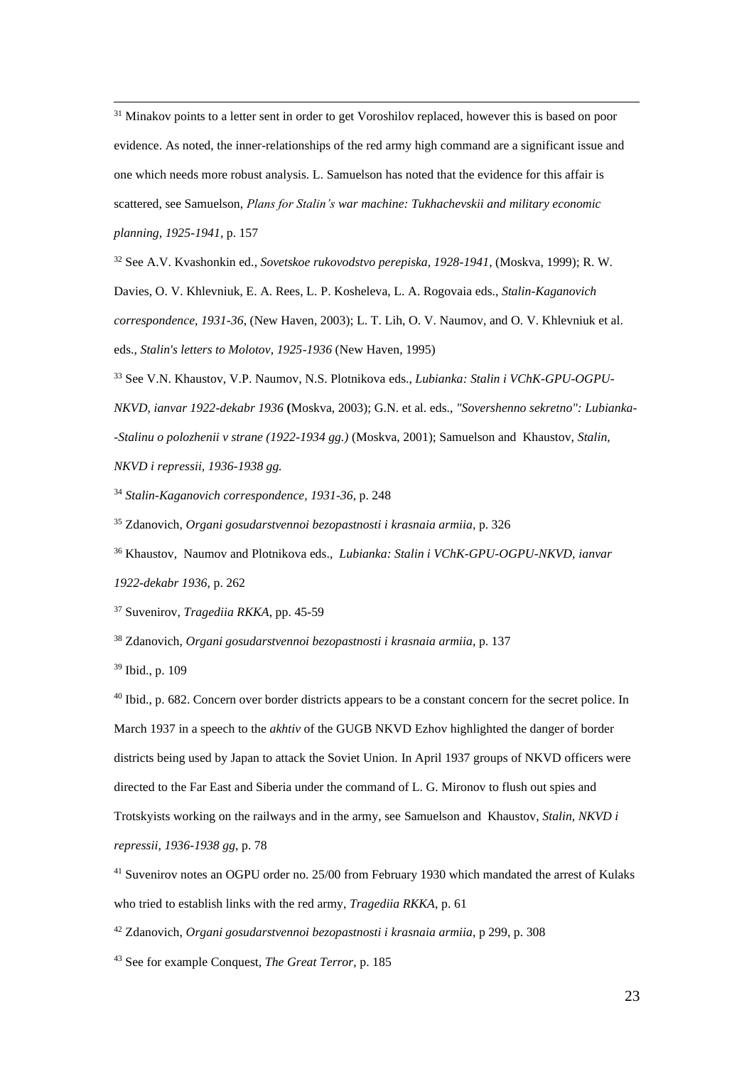[31] Minakov points to a letter sent in order to get Voroshilov replaced, however this is based on poor evidence. As noted, the inner-relationships of the red army high command are a significant issue and one which needs more robust analysis. L. Samuelson has noted that the evidence for this affair is scattered, see Samuelson, *Plans for Stalin's war machine: Tukhachevskii and military economic planning, 1925-1941*, p. 157

[32] See A.V. Kvashonkin ed., *Sovetskoe rukovodstvo perepiska, 1928-1941*, (Moskva, 1999); R. W. Davies, O. V. Khlevniuk, E. A. Rees, L. P. Kosheleva, L. A. Rogovaia eds., *Stalin-Kaganovich correspondence, 1931-36*, (New Haven, 2003); L. T. Lih, O. V. Naumov, and O. V. Khlevniuk et al. eds., *Stalin's letters to Molotov, 1925-1936* (New Haven, 1995)

[33] See V.N. Khaustov, V.P. Naumov, N.S. Plotnikova eds., *Lubianka: Stalin i VChK-GPU-OGPU-NKVD, ianvar 1922-dekabr 1936* **(**Moskva, 2003); G.N. et al. eds., *"Sovershenno sekretno": Lubianka--Stalinu o polozhenii v strane (1922-1934 gg.)* (Moskva, 2001); Samuelson and Khaustov, *Stalin, NKVD i repressii, 1936-1938 gg.*

[34] *Stalin-Kaganovich correspondence, 1931-36*, p. 248

[35] Zdanovich, *Organi gosudarstvennoi bezopastnosti i krasnaia armiia,* p. 326

[36] Khaustov, Naumov and Plotnikova eds., *Lubianka: Stalin i VChK-GPU-OGPU-NKVD, ianvar 1922-dekabr 1936*, p. 262

[37] Suvenirov, *Tragediia RKKA*, pp. 45-59

[38] Zdanovich, *Organi gosudarstvennoi bezopastnosti i krasnaia armiia*, p. 137

[39] Ibid., p. 109

[40] Ibid., p. 682. Concern over border districts appears to be a constant concern for the secret police. In March 1937 in a speech to the *akhtiv* of the GUGB NKVD Ezhov highlighted the danger of border districts being used by Japan to attack the Soviet Union. In April 1937 groups of NKVD officers were directed to the Far East and Siberia under the command of L. G. Mironov to flush out spies and Trotskyists working on the railways and in the army, see Samuelson and Khaustov, *Stalin, NKVD i repressii, 1936-1938 gg*, p. 78

[41] Suvenirov notes an OGPU order no. 25/00 from February 1930 which mandated the arrest of Kulaks who tried to establish links with the red army, *Tragediia RKKA*, p. 61

[42] Zdanovich, *Organi gosudarstvennoi bezopastnosti i krasnaia armiia*, p 299, p. 308

[43] See for example Conquest, *The Great Terror*, p. 185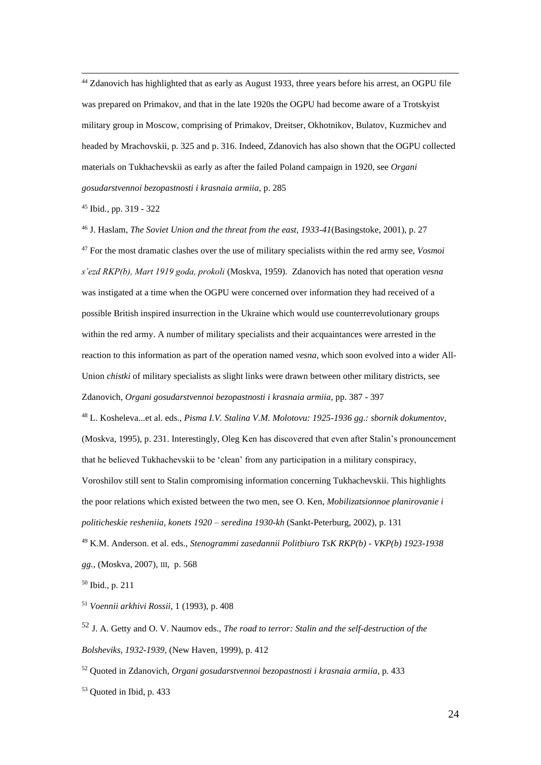[44] Zdanovich has highlighted that as early as August 1933, three years before his arrest, an OGPU file was prepared on Primakov, and that in the late 1920s the OGPU had become aware of a Trotskyist military group in Moscow, comprising of Primakov, Dreitser, Okhotnikov, Bulatov, Kuzmichev and headed by Mrachovskii, p. 325 and p. 316. Indeed, Zdanovich has also shown that the OGPU collected materials on Tukhachevskii as early as after the failed Poland campaign in 1920, see *Organi gosudarstvennoi bezopastnosti i krasnaia armiia*, p. 285

[45] Ibid., pp. 319 - 322

[46] J. Haslam, *The Soviet Union and the threat from the east, 1933-41*(Basingstoke, 2001), p. 27

[47] For the most dramatic clashes over the use of military specialists within the red army see, *Vosmoi s'ezd RKP(b), Mart 1919 goda, prokoli* (Moskva, 1959). Zdanovich has noted that operation *vesna* was instigated at a time when the OGPU were concerned over information they had received of a possible British inspired insurrection in the Ukraine which would use counterrevolutionary groups within the red army. A number of military specialists and their acquaintances were arrested in the reaction to this information as part of the operation named *vesna*, which soon evolved into a wider All-Union *chistki* of military specialists as slight links were drawn between other military districts, see Zdanovich, *Organi gosudarstvennoi bezopastnosti i krasnaia armiia*, pp. 387 - 397

[48] L. Kosheleva...et al. eds., *Pisma I.V. Stalina V.M. Molotovu: 1925-1936 gg.: sbornik dokumentov*, (Moskva, 1995), p. 231. Interestingly, Oleg Ken has discovered that even after Stalin's pronouncement that he believed Tukhachevskii to be 'clean' from any participation in a military conspiracy, Voroshilov still sent to Stalin compromising information concerning Tukhachevskii. This highlights the poor relations which existed between the two men, see O. Ken, *Mobilizatsionnoe planirovanie i politicheskie resheniia, konets 1920 – seredina 1930-kh* (Sankt-Peterburg, 2002), p. 131

[49] K.M. Anderson. et al. eds., *Stenogrammi zasedannii Politbiuro TsK RKP(b) - VKP(b) 1923-1938 gg.*, (Moskva, 2007), III, p. 568

[50] Ibid., p. 211

[51] *Voennii arkhivi Rossii*, 1 (1993), p. 408

[52] J. A. Getty and O. V. Naumov eds., *The road to terror: Stalin and the self-destruction of the Bolsheviks, 1932-1939*, (New Haven, 1999), p. 412

[52] Quoted in Zdanovich, *Organi gosudarstvennoi bezopastnosti i krasnaia armiia*, p. 433

[53] Quoted in Ibid, p. 433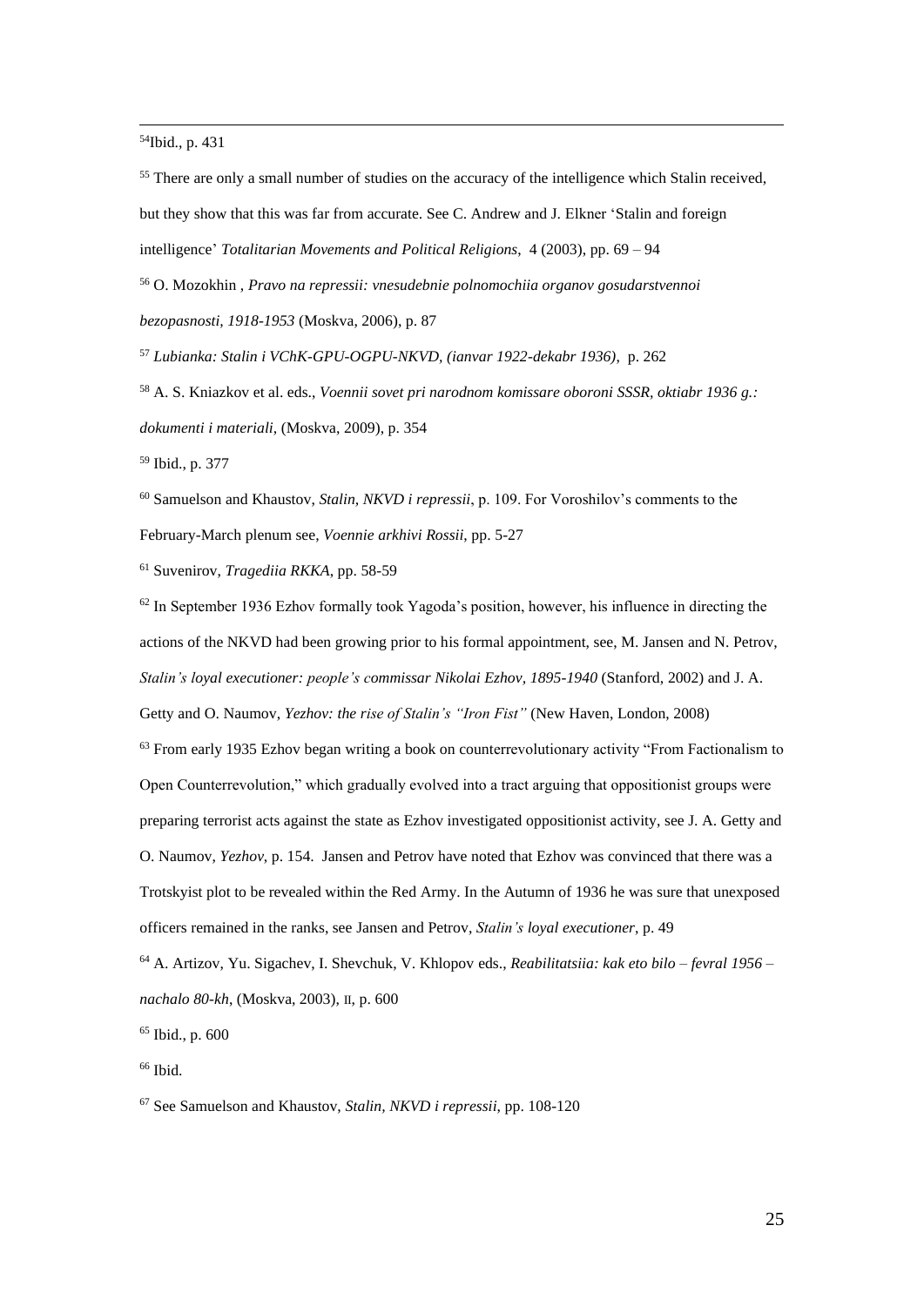[54]Ibid., p. 431

[55] There are only a small number of studies on the accuracy of the intelligence which Stalin received, but they show that this was far from accurate. See C. Andrew and J. Elkner 'Stalin and foreign intelligence' *Totalitarian Movements and Political Religions*, 4 (2003), pp. 69 – 94

[56] O. Mozokhin , *Pravo na repressii: vnesudebnie polnomochiia organov gosudarstvennoi bezopasnosti, 1918-1953* (Moskva, 2006), p. 87

[57] *Lubianka: Stalin i VChK-GPU-OGPU-NKVD, (ianvar 1922-dekabr 1936)*, p. 262

[58] A. S. Kniazkov et al. eds., *Voennii sovet pri narodnom komissare oboroni SSSR, oktiabr 1936 g.: dokumenti i materiali*, (Moskva, 2009), p. 354

[59] Ibid., p. 377

[60] Samuelson and Khaustov, *Stalin, NKVD i repressii*, p. 109. For Voroshilov's comments to the February-March plenum see, *Voennie arkhivi Rossii*, pp. 5-27

[61] Suvenirov, *Tragediia RKKA*, pp. 58-59

[62] In September 1936 Ezhov formally took Yagoda's position, however, his influence in directing the actions of the NKVD had been growing prior to his formal appointment, see, M. Jansen and N. Petrov, *Stalin's loyal executioner: people's commissar Nikolai Ezhov, 1895-1940* (Stanford, 2002) and J. A. Getty and O. Naumov, *Yezhov: the rise of Stalin's "Iron Fist"* (New Haven, London, 2008)

[63] From early 1935 Ezhov began writing a book on counterrevolutionary activity "From Factionalism to Open Counterrevolution," which gradually evolved into a tract arguing that oppositionist groups were preparing terrorist acts against the state as Ezhov investigated oppositionist activity, see J. A. Getty and O. Naumov, *Yezhov*, p. 154. Jansen and Petrov have noted that Ezhov was convinced that there was a Trotskyist plot to be revealed within the Red Army. In the Autumn of 1936 he was sure that unexposed officers remained in the ranks, see Jansen and Petrov, *Stalin's loyal executioner*, p. 49

[64] A. Artizov, Yu. Sigachev, I. Shevchuk, V. Khlopov eds., *Reabilitatsiia: kak eto bilo – fevral 1956 – nachalo 80-kh*, (Moskva, 2003), II, p. 600

[65] Ibid., p. 600

[66] Ibid.

[67] See Samuelson and Khaustov, *Stalin, NKVD i repressii*, pp. 108-120